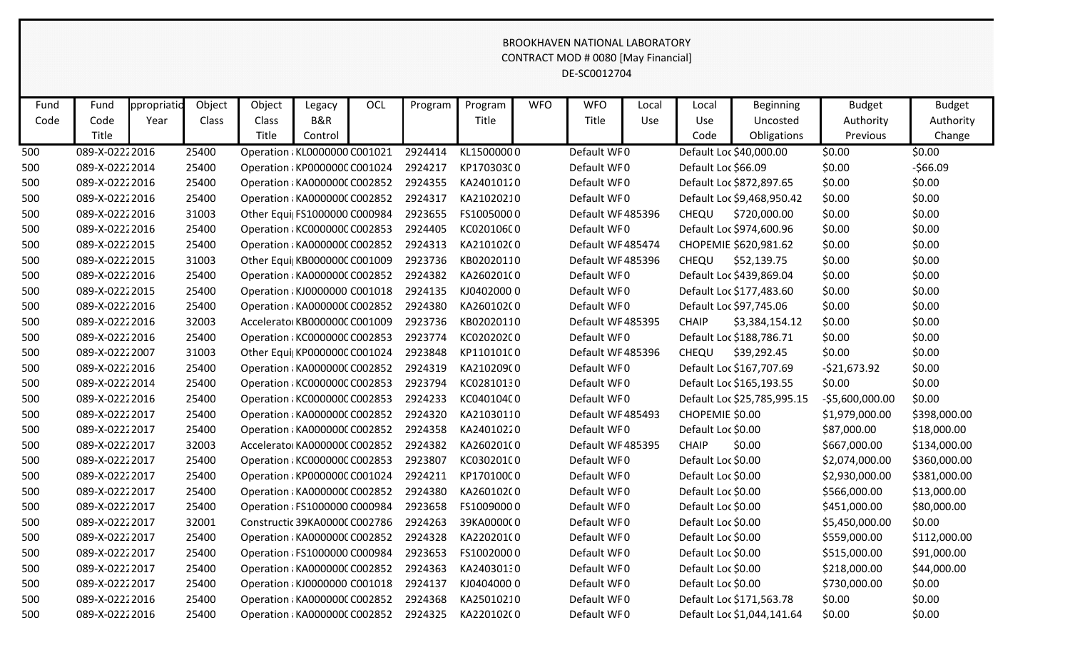BROOKHAVEN NATIONAL LABORATORY
CONTRACT MOD # 0080 [May Financial]
DE-SC0012704

| Fund Code | Fund Code Title | ppropriatio Year | Object Class | Object Class Title | Legacy B&R Control | OCL | Program | Program Title | WFO | WFO Title | Local Use | Local Use Code | Beginning Uncosted Obligations | Budget Authority Previous | Budget Authority Change |
|---|---|---|---|---|---|---|---|---|---|---|---|---|---|---|---|
| 500 | 089-X-0222 | 2016 | 25400 | Operation : | KL0000000 | C001021 | 2924414 | KL1500000 | 0 | Default WF | 0 | Default Loc | $40,000.00 | $0.00 | $0.00 |
| 500 | 089-X-0222 | 2014 | 25400 | Operation : | KP000000C | C001024 | 2924217 | KP170303C | 0 | Default WF | 0 | Default Loc | $66.09 | $0.00 | -$66.09 |
| 500 | 089-X-0222 | 2016 | 25400 | Operation : | KA000000C | C002852 | 2924355 | KA2401012 | 0 | Default WF | 0 | Default Loc | $872,897.65 | $0.00 | $0.00 |
| 500 | 089-X-0222 | 2016 | 25400 | Operation : | KA000000C | C002852 | 2924317 | KA2102021 | 0 | Default WF | 0 | Default Loc | $9,468,950.42 | $0.00 | $0.00 |
| 500 | 089-X-0222 | 2016 | 31003 | Other Equi | FS1000000 | C000984 | 2923655 | FS1005000 | 0 | Default WF | 485396 | CHEQU | $720,000.00 | $0.00 | $0.00 |
| 500 | 089-X-0222 | 2016 | 25400 | Operation : | KC000000C | C002853 | 2924405 | KC020106C | 0 | Default WF | 0 | Default Loc | $974,600.96 | $0.00 | $0.00 |
| 500 | 089-X-0222 | 2015 | 25400 | Operation : | KA000000C | C002852 | 2924313 | KA210102C | 0 | Default WF | 485474 | CHOPEMIE | $620,981.62 | $0.00 | $0.00 |
| 500 | 089-X-0222 | 2015 | 31003 | Other Equi | KB000000C | C001009 | 2923736 | KB0202011 | 0 | Default WF | 485396 | CHEQU | $52,139.75 | $0.00 | $0.00 |
| 500 | 089-X-0222 | 2016 | 25400 | Operation : | KA000000C | C002852 | 2924382 | KA260201C | 0 | Default WF | 0 | Default Loc | $439,869.04 | $0.00 | $0.00 |
| 500 | 089-X-0222 | 2015 | 25400 | Operation : | KJ0000000 | C001018 | 2924135 | KJ0402000 | 0 | Default WF | 0 | Default Loc | $177,483.60 | $0.00 | $0.00 |
| 500 | 089-X-0222 | 2016 | 25400 | Operation : | KA000000C | C002852 | 2924380 | KA260102C | 0 | Default WF | 0 | Default Loc | $97,745.06 | $0.00 | $0.00 |
| 500 | 089-X-0222 | 2016 | 32003 | Accelerato | KB000000C | C001009 | 2923736 | KB0202011 | 0 | Default WF | 485395 | CHAIP | $3,384,154.12 | $0.00 | $0.00 |
| 500 | 089-X-0222 | 2016 | 25400 | Operation : | KC000000C | C002853 | 2923774 | KC020202C | 0 | Default WF | 0 | Default Loc | $188,786.71 | $0.00 | $0.00 |
| 500 | 089-X-0222 | 2007 | 31003 | Other Equi | KP000000C | C001024 | 2923848 | KP110101C | 0 | Default WF | 485396 | CHEQU | $39,292.45 | $0.00 | $0.00 |
| 500 | 089-X-0222 | 2016 | 25400 | Operation : | KA000000C | C002852 | 2924319 | KA210209C | 0 | Default WF | 0 | Default Loc | $167,707.69 | -$21,673.92 | $0.00 |
| 500 | 089-X-0222 | 2014 | 25400 | Operation : | KC000000C | C002853 | 2923794 | KC0281013 | 0 | Default WF | 0 | Default Loc | $165,193.55 | $0.00 | $0.00 |
| 500 | 089-X-0222 | 2016 | 25400 | Operation : | KC000000C | C002853 | 2924233 | KC040104C | 0 | Default WF | 0 | Default Loc | $25,785,995.15 | -$5,600,000.00 | $0.00 |
| 500 | 089-X-0222 | 2017 | 25400 | Operation : | KA000000C | C002852 | 2924320 | KA2103011 | 0 | Default WF | 485493 | CHOPEMIE | $0.00 | $1,979,000.00 | $398,000.00 |
| 500 | 089-X-0222 | 2017 | 25400 | Operation : | KA000000C | C002852 | 2924358 | KA2401022 | 0 | Default WF | 0 | Default Loc | $0.00 | $87,000.00 | $18,000.00 |
| 500 | 089-X-0222 | 2017 | 32003 | Accelerato | KA000000C | C002852 | 2924382 | KA260201C | 0 | Default WF | 485395 | CHAIP | $0.00 | $667,000.00 | $134,000.00 |
| 500 | 089-X-0222 | 2017 | 25400 | Operation : | KC000000C | C002853 | 2923807 | KC030201C | 0 | Default WF | 0 | Default Loc | $0.00 | $2,074,000.00 | $360,000.00 |
| 500 | 089-X-0222 | 2017 | 25400 | Operation : | KP000000C | C001024 | 2924211 | KP170100C | 0 | Default WF | 0 | Default Loc | $0.00 | $2,930,000.00 | $381,000.00 |
| 500 | 089-X-0222 | 2017 | 25400 | Operation : | KA000000C | C002852 | 2924380 | KA260102C | 0 | Default WF | 0 | Default Loc | $0.00 | $566,000.00 | $13,000.00 |
| 500 | 089-X-0222 | 2017 | 25400 | Operation : | FS1000000 | C000984 | 2923658 | FS1009000 | 0 | Default WF | 0 | Default Loc | $0.00 | $451,000.00 | $80,000.00 |
| 500 | 089-X-0222 | 2017 | 32001 | Constructic | 39KA0000C | C002786 | 2924263 | 39KA0000C | 0 | Default WF | 0 | Default Loc | $0.00 | $5,450,000.00 | $0.00 |
| 500 | 089-X-0222 | 2017 | 25400 | Operation : | KA000000C | C002852 | 2924328 | KA220201C | 0 | Default WF | 0 | Default Loc | $0.00 | $559,000.00 | $112,000.00 |
| 500 | 089-X-0222 | 2017 | 25400 | Operation : | FS1000000 | C000984 | 2923653 | FS1002000 | 0 | Default WF | 0 | Default Loc | $0.00 | $515,000.00 | $91,000.00 |
| 500 | 089-X-0222 | 2017 | 25400 | Operation : | KA000000C | C002852 | 2924363 | KA2403013 | 0 | Default WF | 0 | Default Loc | $0.00 | $218,000.00 | $44,000.00 |
| 500 | 089-X-0222 | 2017 | 25400 | Operation : | KJ0000000 | C001018 | 2924137 | KJ0404000 | 0 | Default WF | 0 | Default Loc | $0.00 | $730,000.00 | $0.00 |
| 500 | 089-X-0222 | 2016 | 25400 | Operation : | KA000000C | C002852 | 2924368 | KA2501021 | 0 | Default WF | 0 | Default Loc | $171,563.78 | $0.00 | $0.00 |
| 500 | 089-X-0222 | 2016 | 25400 | Operation : | KA000000C | C002852 | 2924325 | KA220102C | 0 | Default WF | 0 | Default Loc | $1,044,141.64 | $0.00 | $0.00 |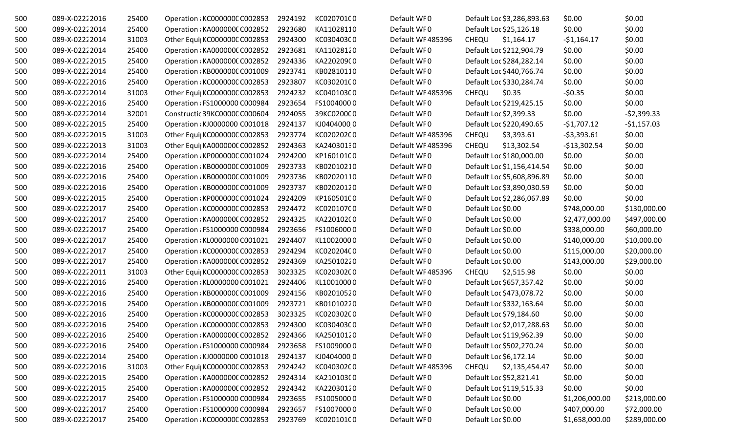| | | | | | | | | | | | |
|---|---|---|---|---|---|---|---|---|---|---|---|
| 500 | 089-X-02222016 | 25400 | Operation : KC000000C C002853 | 2924192 | KC020701C0 | Default WF0 | | Default Loc $3,286,893.63 | $0.00 | $0.00 |
| 500 | 089-X-02222014 | 25400 | Operation : KA000000C C002852 | 2923680 | KA11028110 | Default WF0 | | Default Loc $25,126.18 | $0.00 | $0.00 |
| 500 | 089-X-02222014 | 31003 | Other Equi KC000000C C002853 | 2924300 | KC030403C0 | Default WF 485396 | CHEQU | $1,164.17 | -$1,164.17 | $0.00 |
| 500 | 089-X-02222014 | 25400 | Operation : KA000000C C002852 | 2923681 | KA11028120 | Default WF0 | | Default Loc $212,904.79 | $0.00 | $0.00 |
| 500 | 089-X-02222015 | 25400 | Operation : KA000000C C002852 | 2924336 | KA220209C0 | Default WF0 | | Default Loc $284,282.14 | $0.00 | $0.00 |
| 500 | 089-X-02222014 | 25400 | Operation : KB000000C C001009 | 2923741 | KB02810110 | Default WF0 | | Default Loc $440,766.74 | $0.00 | $0.00 |
| 500 | 089-X-02222016 | 25400 | Operation : KC000000C C002853 | 2923807 | KC030201C0 | Default WF0 | | Default Loc $330,284.74 | $0.00 | $0.00 |
| 500 | 089-X-02222014 | 31003 | Other Equi KC000000C C002853 | 2924232 | KC040103C0 | Default WF 485396 | CHEQU | $0.35 | -$0.35 | $0.00 |
| 500 | 089-X-02222016 | 25400 | Operation : FS1000000 C000984 | 2923654 | FS10040000 | Default WF0 | | Default Loc $219,425.15 | $0.00 | $0.00 |
| 500 | 089-X-02222014 | 32001 | Constructic 39KC0000C C000604 | 2924055 | 39KC0200C0 | Default WF0 | | Default Loc $2,399.33 | $0.00 | -$2,399.33 |
| 500 | 089-X-02222015 | 25400 | Operation : KJ0000000 C001018 | 2924137 | KJ04040000 | Default WF0 | | Default Loc $220,490.65 | -$1,707.12 | -$1,157.03 |
| 500 | 089-X-02222015 | 31003 | Other Equi KC000000C C002853 | 2923774 | KC020202C0 | Default WF 485396 | CHEQU | $3,393.61 | -$3,393.61 | $0.00 |
| 500 | 089-X-02222013 | 31003 | Other Equi KA000000C C002852 | 2924363 | KA24030130 | Default WF 485396 | CHEQU | $13,302.54 | -$13,302.54 | $0.00 |
| 500 | 089-X-02222014 | 25400 | Operation : KP000000C C001024 | 2924200 | KP160101C0 | Default WF0 | | Default Loc $180,000.00 | $0.00 | $0.00 |
| 500 | 089-X-02222016 | 25400 | Operation : KB000000C C001009 | 2923733 | KB02010210 | Default WF0 | | Default Loc $1,156,414.54 | $0.00 | $0.00 |
| 500 | 089-X-02222016 | 25400 | Operation : KB000000C C001009 | 2923736 | KB02020110 | Default WF0 | | Default Loc $5,608,896.89 | $0.00 | $0.00 |
| 500 | 089-X-02222016 | 25400 | Operation : KB000000C C001009 | 2923737 | KB02020120 | Default WF0 | | Default Loc $3,890,030.59 | $0.00 | $0.00 |
| 500 | 089-X-02222015 | 25400 | Operation : KP000000C C001024 | 2924209 | KP160501C0 | Default WF0 | | Default Loc $2,286,067.89 | $0.00 | $0.00 |
| 500 | 089-X-02222017 | 25400 | Operation : KC000000C C002853 | 2924472 | KC020107C0 | Default WF0 | | Default Loc $0.00 | $748,000.00 | $130,000.00 |
| 500 | 089-X-02222017 | 25400 | Operation : KA000000C C002852 | 2924325 | KA220102C0 | Default WF0 | | Default Loc $0.00 | $2,477,000.00 | $497,000.00 |
| 500 | 089-X-02222017 | 25400 | Operation : FS1000000 C000984 | 2923656 | FS10060000 | Default WF0 | | Default Loc $0.00 | $338,000.00 | $60,000.00 |
| 500 | 089-X-02222017 | 25400 | Operation : KL0000000 C001021 | 2924407 | KL10020000 | Default WF0 | | Default Loc $0.00 | $140,000.00 | $10,000.00 |
| 500 | 089-X-02222017 | 25400 | Operation : KC000000C C002853 | 2924294 | KC020204C0 | Default WF0 | | Default Loc $0.00 | $115,000.00 | $20,000.00 |
| 500 | 089-X-02222017 | 25400 | Operation : KA000000C C002852 | 2924369 | KA25010220 | Default WF0 | | Default Loc $0.00 | $143,000.00 | $29,000.00 |
| 500 | 089-X-02222011 | 31003 | Other Equi KC000000C C002853 | 3023325 | KC020302C0 | Default WF 485396 | CHEQU | $2,515.98 | $0.00 | $0.00 |
| 500 | 089-X-02222016 | 25400 | Operation : KL0000000 C001021 | 2924406 | KL10010000 | Default WF0 | | Default Loc $657,357.42 | $0.00 | $0.00 |
| 500 | 089-X-02222016 | 25400 | Operation : KB000000C C001009 | 2924156 | KB02010520 | Default WF0 | | Default Loc $473,078.72 | $0.00 | $0.00 |
| 500 | 089-X-02222016 | 25400 | Operation : KB000000C C001009 | 2923721 | KB01010220 | Default WF0 | | Default Loc $332,163.64 | $0.00 | $0.00 |
| 500 | 089-X-02222016 | 25400 | Operation : KC000000C C002853 | 3023325 | KC020302C0 | Default WF0 | | Default Loc $79,184.60 | $0.00 | $0.00 |
| 500 | 089-X-02222016 | 25400 | Operation : KC000000C C002853 | 2924300 | KC030403C0 | Default WF0 | | Default Loc $2,017,288.63 | $0.00 | $0.00 |
| 500 | 089-X-02222016 | 25400 | Operation : KA000000C C002852 | 2924366 | KA25010120 | Default WF0 | | Default Loc $119,962.39 | $0.00 | $0.00 |
| 500 | 089-X-02222016 | 25400 | Operation : FS1000000 C000984 | 2923658 | FS10090000 | Default WF0 | | Default Loc $502,270.24 | $0.00 | $0.00 |
| 500 | 089-X-02222014 | 25400 | Operation : KJ0000000 C001018 | 2924137 | KJ04040000 | Default WF0 | | Default Loc $6,172.14 | $0.00 | $0.00 |
| 500 | 089-X-02222016 | 31003 | Other Equi KC000000C C002853 | 2924242 | KC040302C0 | Default WF 485396 | CHEQU | $2,135,454.47 | $0.00 | $0.00 |
| 500 | 089-X-02222015 | 25400 | Operation : KA000000C C002852 | 2924314 | KA210103C0 | Default WF0 | | Default Loc $52,821.41 | $0.00 | $0.00 |
| 500 | 089-X-02222015 | 25400 | Operation : KA000000C C002852 | 2924342 | KA22030120 | Default WF0 | | Default Loc $119,515.33 | $0.00 | $0.00 |
| 500 | 089-X-02222017 | 25400 | Operation : FS1000000 C000984 | 2923655 | FS10050000 | Default WF0 | | Default Loc $0.00 | $1,206,000.00 | $213,000.00 |
| 500 | 089-X-02222017 | 25400 | Operation : FS1000000 C000984 | 2923657 | FS10070000 | Default WF0 | | Default Loc $0.00 | $407,000.00 | $72,000.00 |
| 500 | 089-X-02222017 | 25400 | Operation : KC000000C C002853 | 2923769 | KC020101C0 | Default WF0 | | Default Loc $0.00 | $1,658,000.00 | $289,000.00 |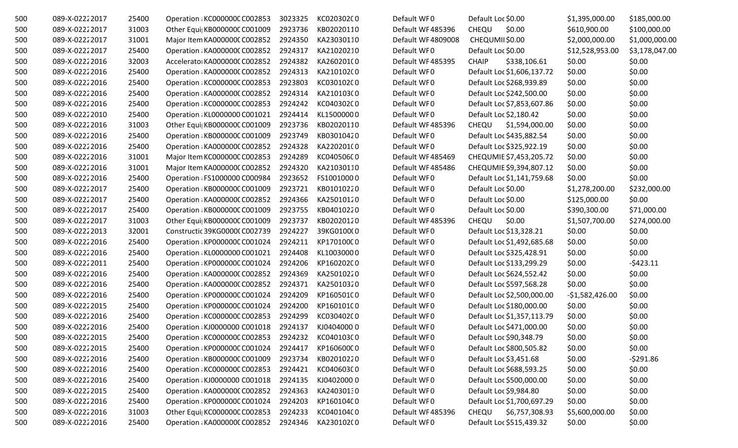| | | | | | | | | | | |
|---|---|---|---|---|---|---|---|---|---|---|
| 500 | 089-X-02222017 | 25400 | Operation : KC000000C C002853 | 3023325 | KC020302C0 | Default WF0 | Default Loc $0.00 | | $1,395,000.00 | $185,000.00 |
| 500 | 089-X-02222017 | 31003 | Other Equi KB000000C C001009 | 2923736 | KB02020110 | Default WF485396 | CHEQU | $0.00 | $610,900.00 | $100,000.00 |
| 500 | 089-X-02222017 | 31001 | Major Item KA000000C C002852 | 2924350 | KA23030110 | Default WF4809008 | CHEQUMII $0.00 | | $2,000,000.00 | $1,000,000.00 |
| 500 | 089-X-02222017 | 25400 | Operation : KA000000C C002852 | 2924317 | KA21020210 | Default WF0 | Default Loc $0.00 | | $12,528,953.00 | $3,178,047.00 |
| 500 | 089-X-02222016 | 32003 | Accelerator KA000000C C002852 | 2924382 | KA260201C0 | Default WF485395 | CHAIP | $338,106.61 | $0.00 | $0.00 |
| 500 | 089-X-02222016 | 25400 | Operation : KA000000C C002852 | 2924313 | KA210102C0 | Default WF0 | Default Loc $1,606,137.72 | | $0.00 | $0.00 |
| 500 | 089-X-02222016 | 25400 | Operation : KC000000C C002853 | 2923803 | KC030102C0 | Default WF0 | Default Loc $268,939.89 | | $0.00 | $0.00 |
| 500 | 089-X-02222016 | 25400 | Operation : KA000000C C002852 | 2924314 | KA210103C0 | Default WF0 | Default Loc $242,500.00 | | $0.00 | $0.00 |
| 500 | 089-X-02222016 | 25400 | Operation : KC000000C C002853 | 2924242 | KC040302C0 | Default WF0 | Default Loc $7,853,607.86 | | $0.00 | $0.00 |
| 500 | 089-X-02222010 | 25400 | Operation : KL0000000 C001021 | 2924414 | KL15000000 | Default WF0 | Default Loc $2,180.42 | | $0.00 | $0.00 |
| 500 | 089-X-02222016 | 31003 | Other Equi KB000000C C001009 | 2923736 | KB02020110 | Default WF485396 | CHEQU | $1,594,000.00 | $0.00 | $0.00 |
| 500 | 089-X-02222016 | 25400 | Operation : KB000000C C001009 | 2923749 | KB03010420 | Default WF0 | Default Loc $435,882.54 | | $0.00 | $0.00 |
| 500 | 089-X-02222016 | 25400 | Operation : KA000000C C002852 | 2924328 | KA220201C0 | Default WF0 | Default Loc $325,922.19 | | $0.00 | $0.00 |
| 500 | 089-X-02222016 | 31001 | Major Item KC000000C C002853 | 2924289 | KC040506C0 | Default WF485469 | CHEQUMIE $7,453,205.72 | | $0.00 | $0.00 |
| 500 | 089-X-02222016 | 31001 | Major Item KA000000C C002852 | 2924320 | KA21030110 | Default WF485486 | CHEQUMIE $9,394,807.12 | | $0.00 | $0.00 |
| 500 | 089-X-02222016 | 25400 | Operation : FS1000000 C000984 | 2923652 | FS10010000 | Default WF0 | Default Loc $1,141,759.68 | | $0.00 | $0.00 |
| 500 | 089-X-02222017 | 25400 | Operation : KB000000C C001009 | 2923721 | KB01010220 | Default WF0 | Default Loc $0.00 | | $1,278,200.00 | $232,000.00 |
| 500 | 089-X-02222017 | 25400 | Operation : KA000000C C002852 | 2924366 | KA25010120 | Default WF0 | Default Loc $0.00 | | $125,000.00 | $0.00 |
| 500 | 089-X-02222017 | 25400 | Operation : KB000000C C001009 | 2923755 | KB04010220 | Default WF0 | Default Loc $0.00 | | $390,300.00 | $71,000.00 |
| 500 | 089-X-02222017 | 31003 | Other Equi KB000000C C001009 | 2923737 | KB02020120 | Default WF485396 | CHEQU | $0.00 | $1,507,700.00 | $274,000.00 |
| 500 | 089-X-02222013 | 32001 | Constructic 39KG0000C C002739 | 2924227 | 39KG0100C0 | Default WF0 | Default Loc $13,328.21 | | $0.00 | $0.00 |
| 500 | 089-X-02222016 | 25400 | Operation : KP000000C C001024 | 2924211 | KP170100C0 | Default WF0 | Default Loc $1,492,685.68 | | $0.00 | $0.00 |
| 500 | 089-X-02222016 | 25400 | Operation : KL0000000 C001021 | 2924408 | KL10030000 | Default WF0 | Default Loc $325,428.91 | | $0.00 | $0.00 |
| 500 | 089-X-02222011 | 25400 | Operation : KP000000C C001024 | 2924206 | KP160202C0 | Default WF0 | Default Loc $133,299.29 | | $0.00 | -$423.11 |
| 500 | 089-X-02222016 | 25400 | Operation : KA000000C C002852 | 2924369 | KA25010220 | Default WF0 | Default Loc $624,552.42 | | $0.00 | $0.00 |
| 500 | 089-X-02222016 | 25400 | Operation : KA000000C C002852 | 2924371 | KA25010320 | Default WF0 | Default Loc $597,568.28 | | $0.00 | $0.00 |
| 500 | 089-X-02222016 | 25400 | Operation : KP000000C C001024 | 2924209 | KP160501C0 | Default WF0 | Default Loc $2,500,000.00 | | -$1,582,426.00 | $0.00 |
| 500 | 089-X-02222015 | 25400 | Operation : KP000000C C001024 | 2924200 | KP160101C0 | Default WF0 | Default Loc $180,000.00 | | $0.00 | $0.00 |
| 500 | 089-X-02222016 | 25400 | Operation : KC000000C C002853 | 2924299 | KC030402C0 | Default WF0 | Default Loc $1,357,113.79 | | $0.00 | $0.00 |
| 500 | 089-X-02222016 | 25400 | Operation : KJ0000000 C001018 | 2924137 | KJ04040000 | Default WF0 | Default Loc $471,000.00 | | $0.00 | $0.00 |
| 500 | 089-X-02222015 | 25400 | Operation : KC000000C C002853 | 2924232 | KC040103C0 | Default WF0 | Default Loc $90,348.79 | | $0.00 | $0.00 |
| 500 | 089-X-02222015 | 25400 | Operation : KP000000C C001024 | 2924417 | KP160600C0 | Default WF0 | Default Loc $800,505.82 | | $0.00 | $0.00 |
| 500 | 089-X-02222016 | 25400 | Operation : KB000000C C001009 | 2923734 | KB02010220 | Default WF0 | Default Loc $3,451.68 | | $0.00 | -$291.86 |
| 500 | 089-X-02222016 | 25400 | Operation : KC000000C C002853 | 2924421 | KC040603C0 | Default WF0 | Default Loc $688,593.25 | | $0.00 | $0.00 |
| 500 | 089-X-02222016 | 25400 | Operation : KJ0000000 C001018 | 2924135 | KJ04020000 | Default WF0 | Default Loc $500,000.00 | | $0.00 | $0.00 |
| 500 | 089-X-02222015 | 25400 | Operation : KA000000C C002852 | 2924363 | KA24030130 | Default WF0 | Default Loc $9,984.80 | | $0.00 | $0.00 |
| 500 | 089-X-02222016 | 25400 | Operation : KP000000C C001024 | 2924203 | KP160104C0 | Default WF0 | Default Loc $1,700,697.29 | | $0.00 | $0.00 |
| 500 | 089-X-02222016 | 31003 | Other Equi KC000000C C002853 | 2924233 | KC040104C0 | Default WF485396 | CHEQU | $6,757,308.93 | $5,600,000.00 | $0.00 |
| 500 | 089-X-02222016 | 25400 | Operation : KA000000C C002852 | 2924346 | KA230102C0 | Default WF0 | Default Loc $515,439.32 | | $0.00 | $0.00 |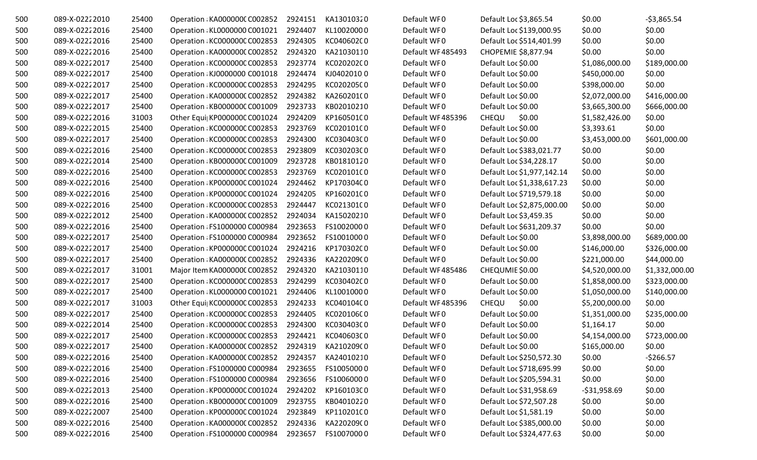| | | | | | | | | | | |
|---|---|---|---|---|---|---|---|---|---|---|
| 500 | 089-X-02222010 | 25400 | Operation : KA000000( C002852 | 2924151 | KA13010320 | Default WF0 | Default Loc $3,865.54 | $0.00 | -$3,865.54 |
| 500 | 089-X-02222016 | 25400 | Operation : KL0000000 C001021 | 2924407 | KL10020000 | Default WF0 | Default Loc $139,000.95 | $0.00 | $0.00 |
| 500 | 089-X-02222016 | 25400 | Operation : KC000000( C002853 | 2924305 | KC040602C0 | Default WF0 | Default Loc $514,401.99 | $0.00 | $0.00 |
| 500 | 089-X-02222016 | 25400 | Operation : KA000000( C002852 | 2924320 | KA21030110 | Default WF 485493 | CHOPEMIE $8,877.94 | $0.00 | $0.00 |
| 500 | 089-X-02222017 | 25400 | Operation : KC000000( C002853 | 2923774 | KC020202C0 | Default WF0 | Default Loc $0.00 | $1,086,000.00 | $189,000.00 |
| 500 | 089-X-02222017 | 25400 | Operation : KJ0000000 C001018 | 2924474 | KJ0402010 0 | Default WF0 | Default Loc $0.00 | $450,000.00 | $0.00 |
| 500 | 089-X-02222017 | 25400 | Operation : KC000000( C002853 | 2924295 | KC020205C0 | Default WF0 | Default Loc $0.00 | $398,000.00 | $0.00 |
| 500 | 089-X-02222017 | 25400 | Operation : KA000000( C002852 | 2924382 | KA260201C0 | Default WF0 | Default Loc $0.00 | $2,072,000.00 | $416,000.00 |
| 500 | 089-X-02222017 | 25400 | Operation : KB000000( C001009 | 2923733 | KB02010210 | Default WF0 | Default Loc $0.00 | $3,665,300.00 | $666,000.00 |
| 500 | 089-X-02222016 | 31003 | Other Equi KP000000( C001024 | 2924209 | KP160501C0 | Default WF 485396 | CHEQU $0.00 | $1,582,426.00 | $0.00 |
| 500 | 089-X-02222015 | 25400 | Operation : KC000000( C002853 | 2923769 | KC020101C0 | Default WF0 | Default Loc $0.00 | $3,393.61 | $0.00 |
| 500 | 089-X-02222017 | 25400 | Operation : KC000000( C002853 | 2924300 | KC030403C0 | Default WF0 | Default Loc $0.00 | $3,453,000.00 | $601,000.00 |
| 500 | 089-X-02222016 | 25400 | Operation : KC000000( C002853 | 2923809 | KC030203C0 | Default WF0 | Default Loc $383,021.77 | $0.00 | $0.00 |
| 500 | 089-X-02222014 | 25400 | Operation : KB000000( C001009 | 2923728 | KB01810120 | Default WF0 | Default Loc $34,228.17 | $0.00 | $0.00 |
| 500 | 089-X-02222016 | 25400 | Operation : KC000000( C002853 | 2923769 | KC020101C0 | Default WF0 | Default Loc $1,977,142.14 | $0.00 | $0.00 |
| 500 | 089-X-02222016 | 25400 | Operation : KP000000( C001024 | 2924462 | KP170304C0 | Default WF0 | Default Loc $1,338,617.23 | $0.00 | $0.00 |
| 500 | 089-X-02222016 | 25400 | Operation : KP000000( C001024 | 2924205 | KP160201C0 | Default WF0 | Default Loc $719,579.18 | $0.00 | $0.00 |
| 500 | 089-X-02222016 | 25400 | Operation : KC000000( C002853 | 2924447 | KC021301C0 | Default WF0 | Default Loc $2,875,000.00 | $0.00 | $0.00 |
| 500 | 089-X-02222012 | 25400 | Operation : KA000000( C002852 | 2924034 | KA15020210 | Default WF0 | Default Loc $3,459.35 | $0.00 | $0.00 |
| 500 | 089-X-02222016 | 25400 | Operation : FS1000000 C000984 | 2923653 | FS10020000 | Default WF0 | Default Loc $631,209.37 | $0.00 | $0.00 |
| 500 | 089-X-02222017 | 25400 | Operation : FS1000000 C000984 | 2923652 | FS10010000 | Default WF0 | Default Loc $0.00 | $3,898,000.00 | $689,000.00 |
| 500 | 089-X-02222017 | 25400 | Operation : KP000000( C001024 | 2924216 | KP170302C0 | Default WF0 | Default Loc $0.00 | $146,000.00 | $326,000.00 |
| 500 | 089-X-02222017 | 25400 | Operation : KA000000( C002852 | 2924336 | KA220209C0 | Default WF0 | Default Loc $0.00 | $221,000.00 | $44,000.00 |
| 500 | 089-X-02222017 | 31001 | Major Item KA000000( C002852 | 2924320 | KA21030110 | Default WF 485486 | CHEQUMIE $0.00 | $4,520,000.00 | $1,332,000.00 |
| 500 | 089-X-02222017 | 25400 | Operation : KC000000( C002853 | 2924299 | KC030402C0 | Default WF0 | Default Loc $0.00 | $1,858,000.00 | $323,000.00 |
| 500 | 089-X-02222017 | 25400 | Operation : KL0000000 C001021 | 2924406 | KL10010000 | Default WF0 | Default Loc $0.00 | $1,050,000.00 | $140,000.00 |
| 500 | 089-X-02222017 | 31003 | Other Equi KC000000( C002853 | 2924233 | KC040104C0 | Default WF 485396 | CHEQU $0.00 | $5,200,000.00 | $0.00 |
| 500 | 089-X-02222017 | 25400 | Operation : KC000000( C002853 | 2924405 | KC020106C0 | Default WF0 | Default Loc $0.00 | $1,351,000.00 | $235,000.00 |
| 500 | 089-X-02222014 | 25400 | Operation : KC000000( C002853 | 2924300 | KC030403C0 | Default WF0 | Default Loc $0.00 | $1,164.17 | $0.00 |
| 500 | 089-X-02222017 | 25400 | Operation : KC000000( C002853 | 2924421 | KC040603C0 | Default WF0 | Default Loc $0.00 | $4,154,000.00 | $723,000.00 |
| 500 | 089-X-02222017 | 25400 | Operation : KA000000( C002852 | 2924319 | KA210209C0 | Default WF0 | Default Loc $0.00 | $165,000.00 | $0.00 |
| 500 | 089-X-02222016 | 25400 | Operation : KA000000( C002852 | 2924357 | KA24010210 | Default WF0 | Default Loc $250,572.30 | $0.00 | -$266.57 |
| 500 | 089-X-02222016 | 25400 | Operation : FS1000000 C000984 | 2923655 | FS10050000 | Default WF0 | Default Loc $718,695.99 | $0.00 | $0.00 |
| 500 | 089-X-02222016 | 25400 | Operation : FS1000000 C000984 | 2923656 | FS10060000 | Default WF0 | Default Loc $205,594.31 | $0.00 | $0.00 |
| 500 | 089-X-02222013 | 25400 | Operation : KP000000( C001024 | 2924202 | KP160103C0 | Default WF0 | Default Loc $31,958.69 | -$31,958.69 | $0.00 |
| 500 | 089-X-02222016 | 25400 | Operation : KB000000( C001009 | 2923755 | KB04010220 | Default WF0 | Default Loc $72,507.28 | $0.00 | $0.00 |
| 500 | 089-X-02222007 | 25400 | Operation : KP000000( C001024 | 2923849 | KP110201C0 | Default WF0 | Default Loc $1,581.19 | $0.00 | $0.00 |
| 500 | 089-X-02222016 | 25400 | Operation : KA000000( C002852 | 2924336 | KA220209C0 | Default WF0 | Default Loc $385,000.00 | $0.00 | $0.00 |
| 500 | 089-X-02222016 | 25400 | Operation : FS1000000 C000984 | 2923657 | FS10070000 | Default WF0 | Default Loc $324,477.63 | $0.00 | $0.00 |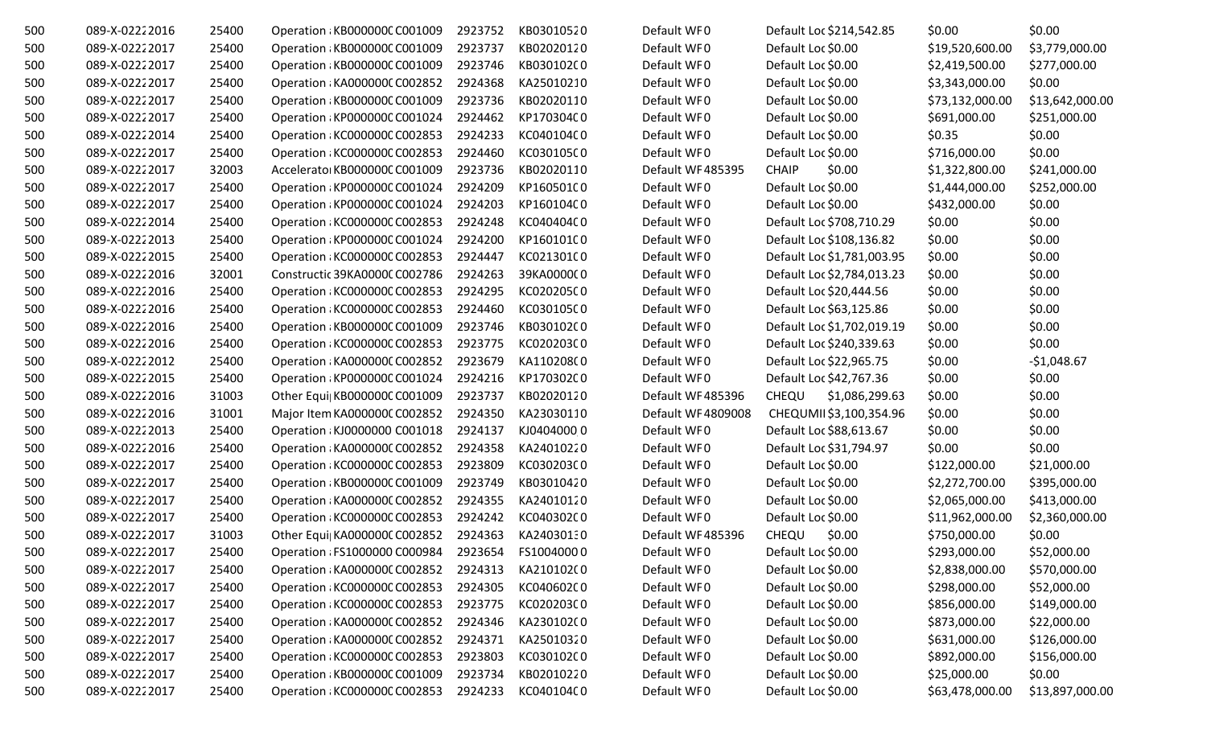| | | | | | | | | | | |
|---|---|---|---|---|---|---|---|---|---|---|
| 500 | 089-X-02222016 | 25400 | Operation : KB000000C C001009 | 2923752 | KB03010520 | Default WF0 | Default Loc $214,542.85 | $0.00 | $0.00 |
| 500 | 089-X-02222017 | 25400 | Operation : KB000000C C001009 | 2923737 | KB02020120 | Default WF0 | Default Loc $0.00 | $19,520,600.00 | $3,779,000.00 |
| 500 | 089-X-02222017 | 25400 | Operation : KB000000C C001009 | 2923746 | KB030102C0 | Default WF0 | Default Loc $0.00 | $2,419,500.00 | $277,000.00 |
| 500 | 089-X-02222017 | 25400 | Operation : KA000000C C002852 | 2924368 | KA25010210 | Default WF0 | Default Loc $0.00 | $3,343,000.00 | $0.00 |
| 500 | 089-X-02222017 | 25400 | Operation : KB000000C C001009 | 2923736 | KB02020110 | Default WF0 | Default Loc $0.00 | $73,132,000.00 | $13,642,000.00 |
| 500 | 089-X-02222017 | 25400 | Operation : KP000000C C001024 | 2924462 | KP170304C0 | Default WF0 | Default Loc $0.00 | $691,000.00 | $251,000.00 |
| 500 | 089-X-02222014 | 25400 | Operation : KC000000C C002853 | 2924233 | KC040104C0 | Default WF0 | Default Loc $0.00 | $0.35 | $0.00 |
| 500 | 089-X-02222017 | 25400 | Operation : KC000000C C002853 | 2924460 | KC030105C0 | Default WF0 | Default Loc $0.00 | $716,000.00 | $0.00 |
| 500 | 089-X-02222017 | 32003 | Accelerator KB000000C C001009 | 2923736 | KB02020110 | Default WF 485395 | CHAIP $0.00 | $1,322,800.00 | $241,000.00 |
| 500 | 089-X-02222017 | 25400 | Operation : KP000000C C001024 | 2924209 | KP160501C0 | Default WF0 | Default Loc $0.00 | $1,444,000.00 | $252,000.00 |
| 500 | 089-X-02222017 | 25400 | Operation : KP000000C C001024 | 2924203 | KP160104C0 | Default WF0 | Default Loc $0.00 | $432,000.00 | $0.00 |
| 500 | 089-X-02222014 | 25400 | Operation : KC000000C C002853 | 2924248 | KC040404C0 | Default WF0 | Default Loc $708,710.29 | $0.00 | $0.00 |
| 500 | 089-X-02222013 | 25400 | Operation : KP000000C C001024 | 2924200 | KP160101C0 | Default WF0 | Default Loc $108,136.82 | $0.00 | $0.00 |
| 500 | 089-X-02222015 | 25400 | Operation : KC000000C C002853 | 2924447 | KC021301C0 | Default WF0 | Default Loc $1,781,003.95 | $0.00 | $0.00 |
| 500 | 089-X-02222016 | 32001 | Constructic 39KA0000C C002786 | 2924263 | 39KA0000C0 | Default WF0 | Default Loc $2,784,013.23 | $0.00 | $0.00 |
| 500 | 089-X-02222016 | 25400 | Operation : KC000000C C002853 | 2924295 | KC020205C0 | Default WF0 | Default Loc $20,444.56 | $0.00 | $0.00 |
| 500 | 089-X-02222016 | 25400 | Operation : KC000000C C002853 | 2924460 | KC030105C0 | Default WF0 | Default Loc $63,125.86 | $0.00 | $0.00 |
| 500 | 089-X-02222016 | 25400 | Operation : KB000000C C001009 | 2923746 | KB030102C0 | Default WF0 | Default Loc $1,702,019.19 | $0.00 | $0.00 |
| 500 | 089-X-02222016 | 25400 | Operation : KC000000C C002853 | 2923775 | KC020203C0 | Default WF0 | Default Loc $240,339.63 | $0.00 | $0.00 |
| 500 | 089-X-02222012 | 25400 | Operation : KA000000C C002852 | 2923679 | KA110208C0 | Default WF0 | Default Loc $22,965.75 | $0.00 | -$1,048.67 |
| 500 | 089-X-02222015 | 25400 | Operation : KP000000C C001024 | 2924216 | KP170302C0 | Default WF0 | Default Loc $42,767.36 | $0.00 | $0.00 |
| 500 | 089-X-02222016 | 31003 | Other Equi KB000000C C001009 | 2923737 | KB02020120 | Default WF 485396 | CHEQU $1,086,299.63 | $0.00 | $0.00 |
| 500 | 089-X-02222016 | 31001 | Major Item KA000000C C002852 | 2924350 | KA23030110 | Default WF 4809008 | CHEQUMII $3,100,354.96 | $0.00 | $0.00 |
| 500 | 089-X-02222013 | 25400 | Operation : KJ0000000 C001018 | 2924137 | KJ04040000 | Default WF0 | Default Loc $88,613.67 | $0.00 | $0.00 |
| 500 | 089-X-02222016 | 25400 | Operation : KA000000C C002852 | 2924358 | KA24010220 | Default WF0 | Default Loc $31,794.97 | $0.00 | $0.00 |
| 500 | 089-X-02222017 | 25400 | Operation : KC000000C C002853 | 2923809 | KC030203C0 | Default WF0 | Default Loc $0.00 | $122,000.00 | $21,000.00 |
| 500 | 089-X-02222017 | 25400 | Operation : KB000000C C001009 | 2923749 | KB03010420 | Default WF0 | Default Loc $0.00 | $2,272,700.00 | $395,000.00 |
| 500 | 089-X-02222017 | 25400 | Operation : KA000000C C002852 | 2924355 | KA24010120 | Default WF0 | Default Loc $0.00 | $2,065,000.00 | $413,000.00 |
| 500 | 089-X-02222017 | 25400 | Operation : KC000000C C002853 | 2924242 | KC040302C0 | Default WF0 | Default Loc $0.00 | $11,962,000.00 | $2,360,000.00 |
| 500 | 089-X-02222017 | 31003 | Other Equi KA000000C C002852 | 2924363 | KA24030130 | Default WF 485396 | CHEQU $0.00 | $750,000.00 | $0.00 |
| 500 | 089-X-02222017 | 25400 | Operation : FS1000000 C000984 | 2923654 | FS10040000 | Default WF0 | Default Loc $0.00 | $293,000.00 | $52,000.00 |
| 500 | 089-X-02222017 | 25400 | Operation : KA000000C C002852 | 2924313 | KA210102C0 | Default WF0 | Default Loc $0.00 | $2,838,000.00 | $570,000.00 |
| 500 | 089-X-02222017 | 25400 | Operation : KC000000C C002853 | 2924305 | KC040602C0 | Default WF0 | Default Loc $0.00 | $298,000.00 | $52,000.00 |
| 500 | 089-X-02222017 | 25400 | Operation : KC000000C C002853 | 2923775 | KC020203C0 | Default WF0 | Default Loc $0.00 | $856,000.00 | $149,000.00 |
| 500 | 089-X-02222017 | 25400 | Operation : KA000000C C002852 | 2924346 | KA230102C0 | Default WF0 | Default Loc $0.00 | $873,000.00 | $22,000.00 |
| 500 | 089-X-02222017 | 25400 | Operation : KA000000C C002852 | 2924371 | KA25010320 | Default WF0 | Default Loc $0.00 | $631,000.00 | $126,000.00 |
| 500 | 089-X-02222017 | 25400 | Operation : KC000000C C002853 | 2923803 | KC030102C0 | Default WF0 | Default Loc $0.00 | $892,000.00 | $156,000.00 |
| 500 | 089-X-02222017 | 25400 | Operation : KB000000C C001009 | 2923734 | KB02010220 | Default WF0 | Default Loc $0.00 | $25,000.00 | $0.00 |
| 500 | 089-X-02222017 | 25400 | Operation : KC000000C C002853 | 2924233 | KC040104C0 | Default WF0 | Default Loc $0.00 | $63,478,000.00 | $13,897,000.00 |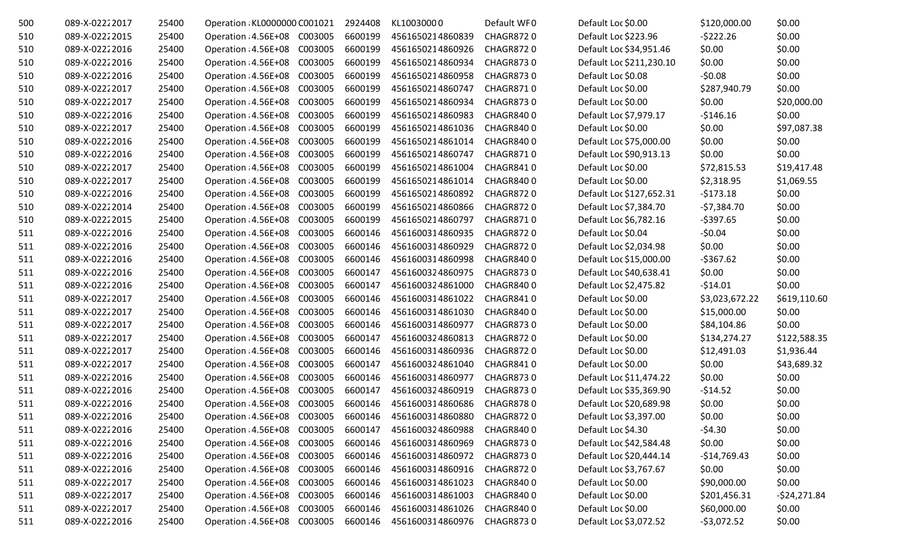| | | | | | | | | | | | |
|---|---|---|---|---|---|---|---|---|---|---|---|
| 500 | 089-X-02222017 | 25400 | Operation KL0000000 | C001021 | 2924408 | KL10030000 | Default WF0 | Default Loc | $0.00 | $120,000.00 | $0.00 |
| 510 | 089-X-02222015 | 25400 | Operation 4.56E+08 | C003005 | 6600199 | 4561650214860839 | CHAGR8720 | Default Loc | $223.96 | -$222.26 | $0.00 |
| 510 | 089-X-02222016 | 25400 | Operation 4.56E+08 | C003005 | 6600199 | 4561650214860926 | CHAGR8720 | Default Loc | $34,951.46 | $0.00 | $0.00 |
| 510 | 089-X-02222016 | 25400 | Operation 4.56E+08 | C003005 | 6600199 | 4561650214860934 | CHAGR8730 | Default Loc | $211,230.10 | $0.00 | $0.00 |
| 510 | 089-X-02222016 | 25400 | Operation 4.56E+08 | C003005 | 6600199 | 4561650214860958 | CHAGR8730 | Default Loc | $0.08 | -$0.08 | $0.00 |
| 510 | 089-X-02222017 | 25400 | Operation 4.56E+08 | C003005 | 6600199 | 4561650214860747 | CHAGR8710 | Default Loc | $0.00 | $287,940.79 | $0.00 |
| 510 | 089-X-02222017 | 25400 | Operation 4.56E+08 | C003005 | 6600199 | 4561650214860934 | CHAGR8730 | Default Loc | $0.00 | $0.00 | $20,000.00 |
| 510 | 089-X-02222016 | 25400 | Operation 4.56E+08 | C003005 | 6600199 | 4561650214860983 | CHAGR8400 | Default Loc | $7,979.17 | -$146.16 | $0.00 |
| 510 | 089-X-02222017 | 25400 | Operation 4.56E+08 | C003005 | 6600199 | 4561650214861036 | CHAGR8400 | Default Loc | $0.00 | $0.00 | $97,087.38 |
| 510 | 089-X-02222016 | 25400 | Operation 4.56E+08 | C003005 | 6600199 | 4561650214861014 | CHAGR8400 | Default Loc | $75,000.00 | $0.00 | $0.00 |
| 510 | 089-X-02222016 | 25400 | Operation 4.56E+08 | C003005 | 6600199 | 4561650214860747 | CHAGR8710 | Default Loc | $90,913.13 | $0.00 | $0.00 |
| 510 | 089-X-02222017 | 25400 | Operation 4.56E+08 | C003005 | 6600199 | 4561650214861004 | CHAGR8410 | Default Loc | $0.00 | $72,815.53 | $19,417.48 |
| 510 | 089-X-02222017 | 25400 | Operation 4.56E+08 | C003005 | 6600199 | 4561650214861014 | CHAGR8400 | Default Loc | $0.00 | $2,318.95 | $1,069.55 |
| 510 | 089-X-02222016 | 25400 | Operation 4.56E+08 | C003005 | 6600199 | 4561650214860892 | CHAGR8720 | Default Loc | $127,652.31 | -$173.18 | $0.00 |
| 510 | 089-X-02222014 | 25400 | Operation 4.56E+08 | C003005 | 6600199 | 4561650214860866 | CHAGR8720 | Default Loc | $7,384.70 | -$7,384.70 | $0.00 |
| 510 | 089-X-02222015 | 25400 | Operation 4.56E+08 | C003005 | 6600199 | 4561650214860797 | CHAGR8710 | Default Loc | $6,782.16 | -$397.65 | $0.00 |
| 511 | 089-X-02222016 | 25400 | Operation 4.56E+08 | C003005 | 6600146 | 4561600314860935 | CHAGR8720 | Default Loc | $0.04 | -$0.04 | $0.00 |
| 511 | 089-X-02222016 | 25400 | Operation 4.56E+08 | C003005 | 6600146 | 4561600314860929 | CHAGR8720 | Default Loc | $2,034.98 | $0.00 | $0.00 |
| 511 | 089-X-02222016 | 25400 | Operation 4.56E+08 | C003005 | 6600146 | 4561600314860998 | CHAGR8400 | Default Loc | $15,000.00 | -$367.62 | $0.00 |
| 511 | 089-X-02222016 | 25400 | Operation 4.56E+08 | C003005 | 6600147 | 4561600324860975 | CHAGR8730 | Default Loc | $40,638.41 | $0.00 | $0.00 |
| 511 | 089-X-02222016 | 25400 | Operation 4.56E+08 | C003005 | 6600147 | 4561600324861000 | CHAGR8400 | Default Loc | $2,475.82 | -$14.01 | $0.00 |
| 511 | 089-X-02222017 | 25400 | Operation 4.56E+08 | C003005 | 6600146 | 4561600314861022 | CHAGR8410 | Default Loc | $0.00 | $3,023,672.22 | $619,110.60 |
| 511 | 089-X-02222017 | 25400 | Operation 4.56E+08 | C003005 | 6600146 | 4561600314861030 | CHAGR8400 | Default Loc | $0.00 | $15,000.00 | $0.00 |
| 511 | 089-X-02222017 | 25400 | Operation 4.56E+08 | C003005 | 6600146 | 4561600314860977 | CHAGR8730 | Default Loc | $0.00 | $84,104.86 | $0.00 |
| 511 | 089-X-02222017 | 25400 | Operation 4.56E+08 | C003005 | 6600147 | 4561600324860813 | CHAGR8720 | Default Loc | $0.00 | $134,274.27 | $122,588.35 |
| 511 | 089-X-02222017 | 25400 | Operation 4.56E+08 | C003005 | 6600146 | 4561600314860936 | CHAGR8720 | Default Loc | $0.00 | $12,491.03 | $1,936.44 |
| 511 | 089-X-02222017 | 25400 | Operation 4.56E+08 | C003005 | 6600147 | 4561600324861040 | CHAGR8410 | Default Loc | $0.00 | $0.00 | $43,689.32 |
| 511 | 089-X-02222016 | 25400 | Operation 4.56E+08 | C003005 | 6600146 | 4561600314860977 | CHAGR8730 | Default Loc | $11,474.22 | $0.00 | $0.00 |
| 511 | 089-X-02222016 | 25400 | Operation 4.56E+08 | C003005 | 6600147 | 4561600324860919 | CHAGR8730 | Default Loc | $35,369.90 | -$14.52 | $0.00 |
| 511 | 089-X-02222016 | 25400 | Operation 4.56E+08 | C003005 | 6600146 | 4561600314860686 | CHAGR8780 | Default Loc | $20,689.98 | $0.00 | $0.00 |
| 511 | 089-X-02222016 | 25400 | Operation 4.56E+08 | C003005 | 6600146 | 4561600314860880 | CHAGR8720 | Default Loc | $3,397.00 | $0.00 | $0.00 |
| 511 | 089-X-02222016 | 25400 | Operation 4.56E+08 | C003005 | 6600147 | 4561600324860988 | CHAGR8400 | Default Loc | $4.30 | -$4.30 | $0.00 |
| 511 | 089-X-02222016 | 25400 | Operation 4.56E+08 | C003005 | 6600146 | 4561600314860969 | CHAGR8730 | Default Loc | $42,584.48 | $0.00 | $0.00 |
| 511 | 089-X-02222016 | 25400 | Operation 4.56E+08 | C003005 | 6600146 | 4561600314860972 | CHAGR8730 | Default Loc | $20,444.14 | -$14,769.43 | $0.00 |
| 511 | 089-X-02222016 | 25400 | Operation 4.56E+08 | C003005 | 6600146 | 4561600314860916 | CHAGR8720 | Default Loc | $3,767.67 | $0.00 | $0.00 |
| 511 | 089-X-02222017 | 25400 | Operation 4.56E+08 | C003005 | 6600146 | 4561600314861023 | CHAGR8400 | Default Loc | $0.00 | $90,000.00 | $0.00 |
| 511 | 089-X-02222017 | 25400 | Operation 4.56E+08 | C003005 | 6600146 | 4561600314861003 | CHAGR8400 | Default Loc | $0.00 | $201,456.31 | -$24,271.84 |
| 511 | 089-X-02222017 | 25400 | Operation 4.56E+08 | C003005 | 6600146 | 4561600314861026 | CHAGR8400 | Default Loc | $0.00 | $60,000.00 | $0.00 |
| 511 | 089-X-02222016 | 25400 | Operation 4.56E+08 | C003005 | 6600146 | 4561600314860976 | CHAGR8730 | Default Loc | $3,072.52 | -$3,072.52 | $0.00 |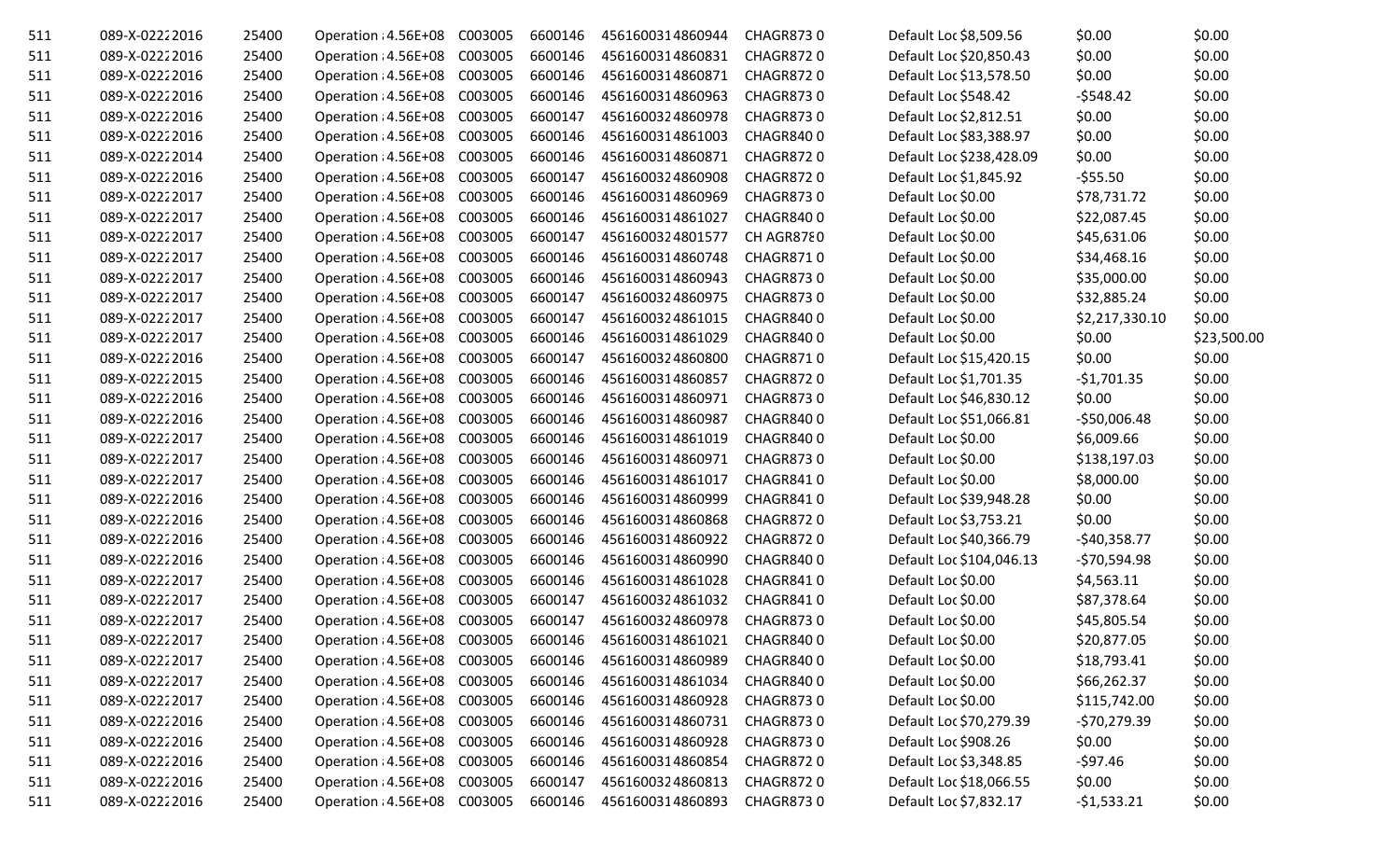| | | | | | | | | | | | | |
|---|---|---|---|---|---|---|---|---|---|---|---|---|
| 511 | 089-X-02222016 | 25400 | Operation 4.56E+08 | C003005 | 6600146 | 4561600314860944 | CHAGR873 0 | | Default Loc $8,509.56 | $0.00 | $0.00 |
| 511 | 089-X-02222016 | 25400 | Operation 4.56E+08 | C003005 | 6600146 | 4561600314860831 | CHAGR872 0 | | Default Loc $20,850.43 | $0.00 | $0.00 |
| 511 | 089-X-02222016 | 25400 | Operation 4.56E+08 | C003005 | 6600146 | 4561600314860871 | CHAGR872 0 | | Default Loc $13,578.50 | $0.00 | $0.00 |
| 511 | 089-X-02222016 | 25400 | Operation 4.56E+08 | C003005 | 6600146 | 4561600314860963 | CHAGR873 0 | | Default Loc $548.42 | -$548.42 | $0.00 |
| 511 | 089-X-02222016 | 25400 | Operation 4.56E+08 | C003005 | 6600147 | 4561600324860978 | CHAGR873 0 | | Default Loc $2,812.51 | $0.00 | $0.00 |
| 511 | 089-X-02222016 | 25400 | Operation 4.56E+08 | C003005 | 6600146 | 4561600314861003 | CHAGR840 0 | | Default Loc $83,388.97 | $0.00 | $0.00 |
| 511 | 089-X-02222014 | 25400 | Operation 4.56E+08 | C003005 | 6600146 | 4561600314860871 | CHAGR872 0 | | Default Loc $238,428.09 | $0.00 | $0.00 |
| 511 | 089-X-02222016 | 25400 | Operation 4.56E+08 | C003005 | 6600147 | 4561600324860908 | CHAGR872 0 | | Default Loc $1,845.92 | -$55.50 | $0.00 |
| 511 | 089-X-02222017 | 25400 | Operation 4.56E+08 | C003005 | 6600146 | 4561600314860969 | CHAGR873 0 | | Default Loc $0.00 | $78,731.72 | $0.00 |
| 511 | 089-X-02222017 | 25400 | Operation 4.56E+08 | C003005 | 6600146 | 4561600314861027 | CHAGR840 0 | | Default Loc $0.00 | $22,087.45 | $0.00 |
| 511 | 089-X-02222017 | 25400 | Operation 4.56E+08 | C003005 | 6600147 | 4561600324801577 | CH AGR878 0 | | Default Loc $0.00 | $45,631.06 | $0.00 |
| 511 | 089-X-02222017 | 25400 | Operation 4.56E+08 | C003005 | 6600146 | 4561600314860748 | CHAGR871 0 | | Default Loc $0.00 | $34,468.16 | $0.00 |
| 511 | 089-X-02222017 | 25400 | Operation 4.56E+08 | C003005 | 6600146 | 4561600314860943 | CHAGR873 0 | | Default Loc $0.00 | $35,000.00 | $0.00 |
| 511 | 089-X-02222017 | 25400 | Operation 4.56E+08 | C003005 | 6600147 | 4561600324860975 | CHAGR873 0 | | Default Loc $0.00 | $32,885.24 | $0.00 |
| 511 | 089-X-02222017 | 25400 | Operation 4.56E+08 | C003005 | 6600147 | 4561600324861015 | CHAGR840 0 | | Default Loc $0.00 | $2,217,330.10 | $0.00 |
| 511 | 089-X-02222017 | 25400 | Operation 4.56E+08 | C003005 | 6600146 | 4561600314861029 | CHAGR840 0 | | Default Loc $0.00 | $0.00 | $23,500.00 |
| 511 | 089-X-02222016 | 25400 | Operation 4.56E+08 | C003005 | 6600147 | 4561600324860800 | CHAGR871 0 | | Default Loc $15,420.15 | $0.00 | $0.00 |
| 511 | 089-X-02222015 | 25400 | Operation 4.56E+08 | C003005 | 6600146 | 4561600314860857 | CHAGR872 0 | | Default Loc $1,701.35 | -$1,701.35 | $0.00 |
| 511 | 089-X-02222016 | 25400 | Operation 4.56E+08 | C003005 | 6600146 | 4561600314860971 | CHAGR873 0 | | Default Loc $46,830.12 | $0.00 | $0.00 |
| 511 | 089-X-02222016 | 25400 | Operation 4.56E+08 | C003005 | 6600146 | 4561600314860987 | CHAGR840 0 | | Default Loc $51,066.81 | -$50,006.48 | $0.00 |
| 511 | 089-X-02222017 | 25400 | Operation 4.56E+08 | C003005 | 6600146 | 4561600314861019 | CHAGR840 0 | | Default Loc $0.00 | $6,009.66 | $0.00 |
| 511 | 089-X-02222017 | 25400 | Operation 4.56E+08 | C003005 | 6600146 | 4561600314860971 | CHAGR873 0 | | Default Loc $0.00 | $138,197.03 | $0.00 |
| 511 | 089-X-02222017 | 25400 | Operation 4.56E+08 | C003005 | 6600146 | 4561600314861017 | CHAGR841 0 | | Default Loc $0.00 | $8,000.00 | $0.00 |
| 511 | 089-X-02222016 | 25400 | Operation 4.56E+08 | C003005 | 6600146 | 4561600314860999 | CHAGR841 0 | | Default Loc $39,948.28 | $0.00 | $0.00 |
| 511 | 089-X-02222016 | 25400 | Operation 4.56E+08 | C003005 | 6600146 | 4561600314860868 | CHAGR872 0 | | Default Loc $3,753.21 | $0.00 | $0.00 |
| 511 | 089-X-02222016 | 25400 | Operation 4.56E+08 | C003005 | 6600146 | 4561600314860922 | CHAGR872 0 | | Default Loc $40,366.79 | -$40,358.77 | $0.00 |
| 511 | 089-X-02222016 | 25400 | Operation 4.56E+08 | C003005 | 6600146 | 4561600314860990 | CHAGR840 0 | | Default Loc $104,046.13 | -$70,594.98 | $0.00 |
| 511 | 089-X-02222017 | 25400 | Operation 4.56E+08 | C003005 | 6600146 | 4561600314861028 | CHAGR841 0 | | Default Loc $0.00 | $4,563.11 | $0.00 |
| 511 | 089-X-02222017 | 25400 | Operation 4.56E+08 | C003005 | 6600147 | 4561600324861032 | CHAGR841 0 | | Default Loc $0.00 | $87,378.64 | $0.00 |
| 511 | 089-X-02222017 | 25400 | Operation 4.56E+08 | C003005 | 6600147 | 4561600324860978 | CHAGR873 0 | | Default Loc $0.00 | $45,805.54 | $0.00 |
| 511 | 089-X-02222017 | 25400 | Operation 4.56E+08 | C003005 | 6600146 | 4561600314861021 | CHAGR840 0 | | Default Loc $0.00 | $20,877.05 | $0.00 |
| 511 | 089-X-02222017 | 25400 | Operation 4.56E+08 | C003005 | 6600146 | 4561600314860989 | CHAGR840 0 | | Default Loc $0.00 | $18,793.41 | $0.00 |
| 511 | 089-X-02222017 | 25400 | Operation 4.56E+08 | C003005 | 6600146 | 4561600314861034 | CHAGR840 0 | | Default Loc $0.00 | $66,262.37 | $0.00 |
| 511 | 089-X-02222017 | 25400 | Operation 4.56E+08 | C003005 | 6600146 | 4561600314860928 | CHAGR873 0 | | Default Loc $0.00 | $115,742.00 | $0.00 |
| 511 | 089-X-02222016 | 25400 | Operation 4.56E+08 | C003005 | 6600146 | 4561600314860731 | CHAGR873 0 | | Default Loc $70,279.39 | -$70,279.39 | $0.00 |
| 511 | 089-X-02222016 | 25400 | Operation 4.56E+08 | C003005 | 6600146 | 4561600314860928 | CHAGR873 0 | | Default Loc $908.26 | $0.00 | $0.00 |
| 511 | 089-X-02222016 | 25400 | Operation 4.56E+08 | C003005 | 6600146 | 4561600314860854 | CHAGR872 0 | | Default Loc $3,348.85 | -$97.46 | $0.00 |
| 511 | 089-X-02222016 | 25400 | Operation 4.56E+08 | C003005 | 6600147 | 4561600324860813 | CHAGR872 0 | | Default Loc $18,066.55 | $0.00 | $0.00 |
| 511 | 089-X-02222016 | 25400 | Operation 4.56E+08 | C003005 | 6600146 | 4561600314860893 | CHAGR873 0 | | Default Loc $7,832.17 | -$1,533.21 | $0.00 |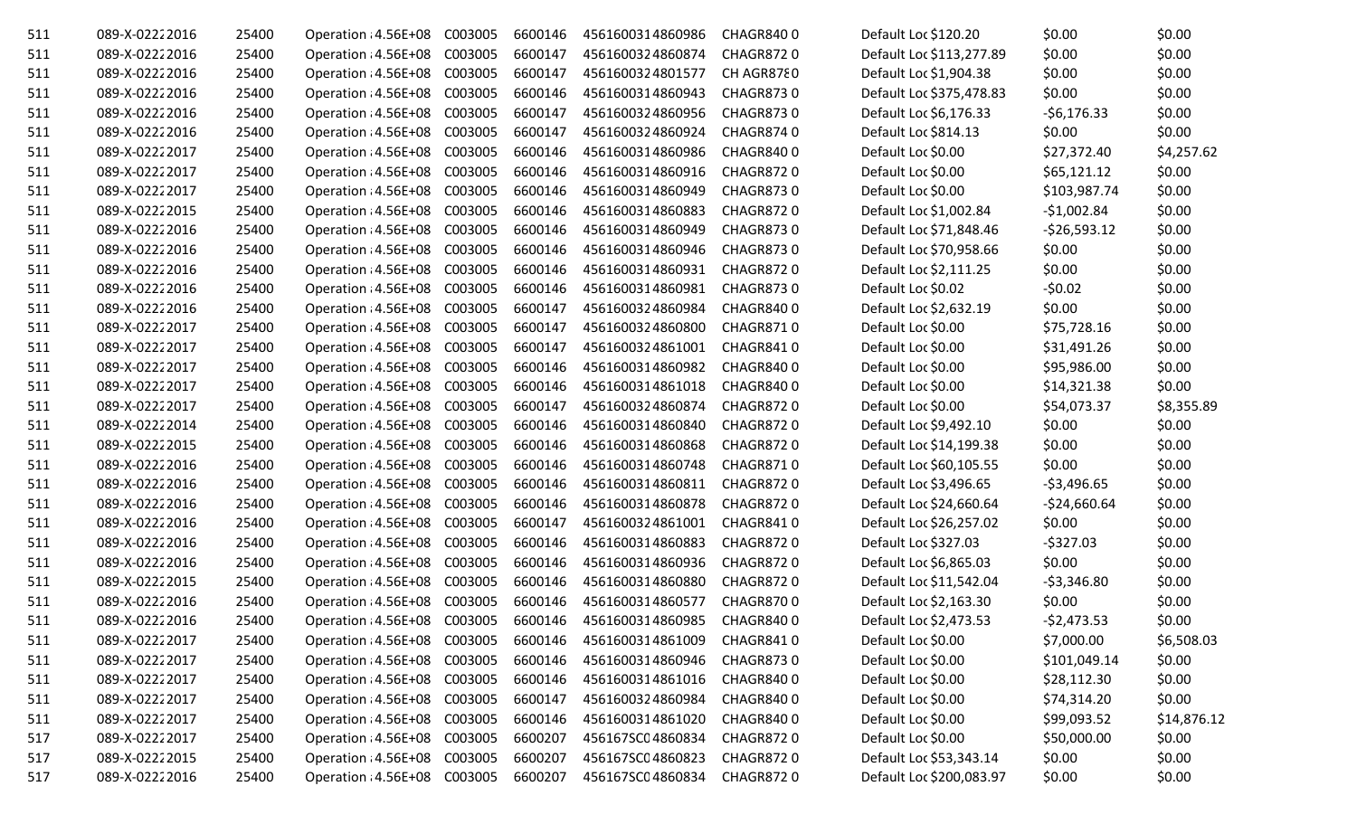| | | | | | | | | | | | |
|---|---|---|---|---|---|---|---|---|---|---|---|
| 511 | 089-X-0222 2016 | 25400 | Operation 4.56E+08 | C003005 | 6600146 | 4561600314860986 | CHAGR840 0 | Default Loc | $120.20 | $0.00 | $0.00 |
| 511 | 089-X-0222 2016 | 25400 | Operation 4.56E+08 | C003005 | 6600147 | 4561600324860874 | CHAGR872 0 | Default Loc | $113,277.89 | $0.00 | $0.00 |
| 511 | 089-X-0222 2016 | 25400 | Operation 4.56E+08 | C003005 | 6600147 | 4561600324801577 | CH AGR878 0 | Default Loc | $1,904.38 | $0.00 | $0.00 |
| 511 | 089-X-0222 2016 | 25400 | Operation 4.56E+08 | C003005 | 6600146 | 4561600314860943 | CHAGR873 0 | Default Loc | $375,478.83 | $0.00 | $0.00 |
| 511 | 089-X-0222 2016 | 25400 | Operation 4.56E+08 | C003005 | 6600147 | 4561600324860956 | CHAGR873 0 | Default Loc | $6,176.33 | -$6,176.33 | $0.00 |
| 511 | 089-X-0222 2016 | 25400 | Operation 4.56E+08 | C003005 | 6600147 | 4561600324860924 | CHAGR874 0 | Default Loc | $814.13 | $0.00 | $0.00 |
| 511 | 089-X-0222 2017 | 25400 | Operation 4.56E+08 | C003005 | 6600146 | 4561600314860986 | CHAGR840 0 | Default Loc | $0.00 | $27,372.40 | $4,257.62 |
| 511 | 089-X-0222 2017 | 25400 | Operation 4.56E+08 | C003005 | 6600146 | 4561600314860916 | CHAGR872 0 | Default Loc | $0.00 | $65,121.12 | $0.00 |
| 511 | 089-X-0222 2017 | 25400 | Operation 4.56E+08 | C003005 | 6600146 | 4561600314860949 | CHAGR873 0 | Default Loc | $0.00 | $103,987.74 | $0.00 |
| 511 | 089-X-0222 2015 | 25400 | Operation 4.56E+08 | C003005 | 6600146 | 4561600314860883 | CHAGR872 0 | Default Loc | $1,002.84 | -$1,002.84 | $0.00 |
| 511 | 089-X-0222 2016 | 25400 | Operation 4.56E+08 | C003005 | 6600146 | 4561600314860949 | CHAGR873 0 | Default Loc | $71,848.46 | -$26,593.12 | $0.00 |
| 511 | 089-X-0222 2016 | 25400 | Operation 4.56E+08 | C003005 | 6600146 | 4561600314860946 | CHAGR873 0 | Default Loc | $70,958.66 | $0.00 | $0.00 |
| 511 | 089-X-0222 2016 | 25400 | Operation 4.56E+08 | C003005 | 6600146 | 4561600314860931 | CHAGR872 0 | Default Loc | $2,111.25 | $0.00 | $0.00 |
| 511 | 089-X-0222 2016 | 25400 | Operation 4.56E+08 | C003005 | 6600146 | 4561600314860981 | CHAGR873 0 | Default Loc | $0.02 | -$0.02 | $0.00 |
| 511 | 089-X-0222 2016 | 25400 | Operation 4.56E+08 | C003005 | 6600147 | 4561600324860984 | CHAGR840 0 | Default Loc | $2,632.19 | $0.00 | $0.00 |
| 511 | 089-X-0222 2017 | 25400 | Operation 4.56E+08 | C003005 | 6600147 | 4561600324860800 | CHAGR871 0 | Default Loc | $0.00 | $75,728.16 | $0.00 |
| 511 | 089-X-0222 2017 | 25400 | Operation 4.56E+08 | C003005 | 6600147 | 4561600324861001 | CHAGR841 0 | Default Loc | $0.00 | $31,491.26 | $0.00 |
| 511 | 089-X-0222 2017 | 25400 | Operation 4.56E+08 | C003005 | 6600146 | 4561600314860982 | CHAGR840 0 | Default Loc | $0.00 | $95,986.00 | $0.00 |
| 511 | 089-X-0222 2017 | 25400 | Operation 4.56E+08 | C003005 | 6600146 | 4561600314861018 | CHAGR840 0 | Default Loc | $0.00 | $14,321.38 | $0.00 |
| 511 | 089-X-0222 2017 | 25400 | Operation 4.56E+08 | C003005 | 6600147 | 4561600324860874 | CHAGR872 0 | Default Loc | $0.00 | $54,073.37 | $8,355.89 |
| 511 | 089-X-0222 2014 | 25400 | Operation 4.56E+08 | C003005 | 6600146 | 4561600314860840 | CHAGR872 0 | Default Loc | $9,492.10 | $0.00 | $0.00 |
| 511 | 089-X-0222 2015 | 25400 | Operation 4.56E+08 | C003005 | 6600146 | 4561600314860868 | CHAGR872 0 | Default Loc | $14,199.38 | $0.00 | $0.00 |
| 511 | 089-X-0222 2016 | 25400 | Operation 4.56E+08 | C003005 | 6600146 | 4561600314860748 | CHAGR871 0 | Default Loc | $60,105.55 | $0.00 | $0.00 |
| 511 | 089-X-0222 2016 | 25400 | Operation 4.56E+08 | C003005 | 6600146 | 4561600314860811 | CHAGR872 0 | Default Loc | $3,496.65 | -$3,496.65 | $0.00 |
| 511 | 089-X-0222 2016 | 25400 | Operation 4.56E+08 | C003005 | 6600146 | 4561600314860878 | CHAGR872 0 | Default Loc | $24,660.64 | -$24,660.64 | $0.00 |
| 511 | 089-X-0222 2016 | 25400 | Operation 4.56E+08 | C003005 | 6600147 | 4561600324861001 | CHAGR841 0 | Default Loc | $26,257.02 | $0.00 | $0.00 |
| 511 | 089-X-0222 2016 | 25400 | Operation 4.56E+08 | C003005 | 6600146 | 4561600314860883 | CHAGR872 0 | Default Loc | $327.03 | -$327.03 | $0.00 |
| 511 | 089-X-0222 2016 | 25400 | Operation 4.56E+08 | C003005 | 6600146 | 4561600314860936 | CHAGR872 0 | Default Loc | $6,865.03 | $0.00 | $0.00 |
| 511 | 089-X-0222 2015 | 25400 | Operation 4.56E+08 | C003005 | 6600146 | 4561600314860880 | CHAGR872 0 | Default Loc | $11,542.04 | -$3,346.80 | $0.00 |
| 511 | 089-X-0222 2016 | 25400 | Operation 4.56E+08 | C003005 | 6600146 | 4561600314860577 | CHAGR870 0 | Default Loc | $2,163.30 | $0.00 | $0.00 |
| 511 | 089-X-0222 2016 | 25400 | Operation 4.56E+08 | C003005 | 6600146 | 4561600314860985 | CHAGR840 0 | Default Loc | $2,473.53 | -$2,473.53 | $0.00 |
| 511 | 089-X-0222 2017 | 25400 | Operation 4.56E+08 | C003005 | 6600146 | 4561600314861009 | CHAGR841 0 | Default Loc | $0.00 | $7,000.00 | $6,508.03 |
| 511 | 089-X-0222 2017 | 25400 | Operation 4.56E+08 | C003005 | 6600146 | 4561600314860946 | CHAGR873 0 | Default Loc | $0.00 | $101,049.14 | $0.00 |
| 511 | 089-X-0222 2017 | 25400 | Operation 4.56E+08 | C003005 | 6600146 | 4561600314861016 | CHAGR840 0 | Default Loc | $0.00 | $28,112.30 | $0.00 |
| 511 | 089-X-0222 2017 | 25400 | Operation 4.56E+08 | C003005 | 6600147 | 4561600324860984 | CHAGR840 0 | Default Loc | $0.00 | $74,314.20 | $0.00 |
| 511 | 089-X-0222 2017 | 25400 | Operation 4.56E+08 | C003005 | 6600146 | 4561600314861020 | CHAGR840 0 | Default Loc | $0.00 | $99,093.52 | $14,876.12 |
| 517 | 089-X-0222 2017 | 25400 | Operation 4.56E+08 | C003005 | 6600207 | 456167SC04860834 | CHAGR872 0 | Default Loc | $0.00 | $50,000.00 | $0.00 |
| 517 | 089-X-0222 2015 | 25400 | Operation 4.56E+08 | C003005 | 6600207 | 456167SC04860823 | CHAGR872 0 | Default Loc | $53,343.14 | $0.00 | $0.00 |
| 517 | 089-X-0222 2016 | 25400 | Operation 4.56E+08 | C003005 | 6600207 | 456167SC04860834 | CHAGR872 0 | Default Loc | $200,083.97 | $0.00 | $0.00 |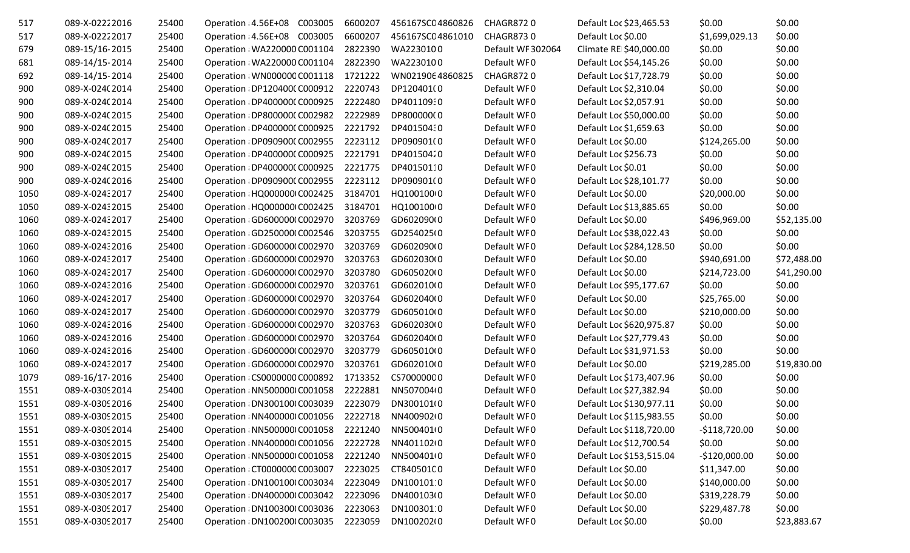| | | | | | | | | | | |
|---|---|---|---|---|---|---|---|---|---|---|
| 517 | 089-X-0222 2016 | 25400 | Operation : 4.56E+08 C003005 | 6600207 | 456167SC0 4860826 | CHAGR872 0 | Default Loc $23,465.53 | $0.00 | $0.00 |
| 517 | 089-X-0222 2017 | 25400 | Operation : 4.56E+08 C003005 | 6600207 | 456167SC0 4861010 | CHAGR873 0 | Default Loc $0.00 | $1,699,029.13 | $0.00 |
| 679 | 089-15/16- 2015 | 25400 | Operation : WA220000 C001104 | 2822390 | WA2230100 | Default WF 302064 | Climate RE $40,000.00 | $0.00 | $0.00 |
| 681 | 089-14/15- 2014 | 25400 | Operation : WA220000 C001104 | 2822390 | WA2230100 | Default WF 0 | Default Loc $54,145.26 | $0.00 | $0.00 |
| 692 | 089-14/15- 2014 | 25400 | Operation : WN000000 C001118 | 1721222 | WN021906 4860825 | CHAGR872 0 | Default Loc $17,728.79 | $0.00 | $0.00 |
| 900 | 089-X-024( 2014 | 25400 | Operation : DP120400( C000912 | 2220743 | DP120401( 0 | Default WF 0 | Default Loc $2,310.04 | $0.00 | $0.00 |
| 900 | 089-X-024( 2014 | 25400 | Operation : DP400000( C000925 | 2222480 | DP4011093 0 | Default WF 0 | Default Loc $2,057.91 | $0.00 | $0.00 |
| 900 | 089-X-024( 2015 | 25400 | Operation : DP800000( C002982 | 2222989 | DP800000( 0 | Default WF 0 | Default Loc $50,000.00 | $0.00 | $0.00 |
| 900 | 089-X-024( 2015 | 25400 | Operation : DP400000( C000925 | 2221792 | DP4015043 0 | Default WF 0 | Default Loc $1,659.63 | $0.00 | $0.00 |
| 900 | 089-X-024( 2017 | 25400 | Operation : DP090900( C002955 | 2223112 | DP090901( 0 | Default WF 0 | Default Loc $0.00 | $124,265.00 | $0.00 |
| 900 | 089-X-024( 2015 | 25400 | Operation : DP400000( C000925 | 2221791 | DP4015042 0 | Default WF 0 | Default Loc $256.73 | $0.00 | $0.00 |
| 900 | 089-X-024( 2015 | 25400 | Operation : DP400000( C000925 | 2221775 | DP4015011 0 | Default WF 0 | Default Loc $0.01 | $0.00 | $0.00 |
| 900 | 089-X-024( 2016 | 25400 | Operation : DP090900( C002955 | 2223112 | DP090901( 0 | Default WF 0 | Default Loc $28,101.77 | $0.00 | $0.00 |
| 1050 | 089-X-0243 2017 | 25400 | Operation : HQ000000( C002425 | 3184701 | HQ100100( 0 | Default WF 0 | Default Loc $0.00 | $20,000.00 | $0.00 |
| 1050 | 089-X-0243 2015 | 25400 | Operation : HQ000000( C002425 | 3184701 | HQ100100( 0 | Default WF 0 | Default Loc $13,885.65 | $0.00 | $0.00 |
| 1060 | 089-X-0243 2017 | 25400 | Operation : GD600000( C002970 | 3203769 | GD602090( 0 | Default WF 0 | Default Loc $0.00 | $496,969.00 | $52,135.00 |
| 1060 | 089-X-0243 2015 | 25400 | Operation : GD250000( C002546 | 3203755 | GD254025( 0 | Default WF 0 | Default Loc $38,022.43 | $0.00 | $0.00 |
| 1060 | 089-X-0243 2016 | 25400 | Operation : GD600000( C002970 | 3203769 | GD602090( 0 | Default WF 0 | Default Loc $284,128.50 | $0.00 | $0.00 |
| 1060 | 089-X-0243 2017 | 25400 | Operation : GD600000( C002970 | 3203763 | GD602030( 0 | Default WF 0 | Default Loc $0.00 | $940,691.00 | $72,488.00 |
| 1060 | 089-X-0243 2017 | 25400 | Operation : GD600000( C002970 | 3203780 | GD605020( 0 | Default WF 0 | Default Loc $0.00 | $214,723.00 | $41,290.00 |
| 1060 | 089-X-0243 2016 | 25400 | Operation : GD600000( C002970 | 3203761 | GD602010( 0 | Default WF 0 | Default Loc $95,177.67 | $0.00 | $0.00 |
| 1060 | 089-X-0243 2017 | 25400 | Operation : GD600000( C002970 | 3203764 | GD602040( 0 | Default WF 0 | Default Loc $0.00 | $25,765.00 | $0.00 |
| 1060 | 089-X-0243 2017 | 25400 | Operation : GD600000( C002970 | 3203779 | GD605010( 0 | Default WF 0 | Default Loc $0.00 | $210,000.00 | $0.00 |
| 1060 | 089-X-0243 2016 | 25400 | Operation : GD600000( C002970 | 3203763 | GD602030( 0 | Default WF 0 | Default Loc $620,975.87 | $0.00 | $0.00 |
| 1060 | 089-X-0243 2016 | 25400 | Operation : GD600000( C002970 | 3203764 | GD602040( 0 | Default WF 0 | Default Loc $27,779.43 | $0.00 | $0.00 |
| 1060 | 089-X-0243 2016 | 25400 | Operation : GD600000( C002970 | 3203779 | GD605010( 0 | Default WF 0 | Default Loc $31,971.53 | $0.00 | $0.00 |
| 1060 | 089-X-0243 2017 | 25400 | Operation : GD600000( C002970 | 3203761 | GD602010( 0 | Default WF 0 | Default Loc $0.00 | $219,285.00 | $19,830.00 |
| 1079 | 089-16/17- 2016 | 25400 | Operation : CS0000000 C000892 | 1713352 | CS7000000 0 | Default WF 0 | Default Loc $173,407.96 | $0.00 | $0.00 |
| 1551 | 089-X-0309 2014 | 25400 | Operation : NN500000( C001058 | 2222881 | NN507004( 0 | Default WF 0 | Default Loc $27,382.94 | $0.00 | $0.00 |
| 1551 | 089-X-0309 2016 | 25400 | Operation : DN300100( C003039 | 2223079 | DN300101( 0 | Default WF 0 | Default Loc $130,977.11 | $0.00 | $0.00 |
| 1551 | 089-X-0309 2015 | 25400 | Operation : NN400000( C001056 | 2222718 | NN400902( 0 | Default WF 0 | Default Loc $115,983.55 | $0.00 | $0.00 |
| 1551 | 089-X-0309 2014 | 25400 | Operation : NN500000( C001058 | 2221240 | NN500401( 0 | Default WF 0 | Default Loc $118,720.00 | -$118,720.00 | $0.00 |
| 1551 | 089-X-0309 2015 | 25400 | Operation : NN400000( C001056 | 2222728 | NN401102( 0 | Default WF 0 | Default Loc $12,700.54 | $0.00 | $0.00 |
| 1551 | 089-X-0309 2015 | 25400 | Operation : NN500000( C001058 | 2221240 | NN500401( 0 | Default WF 0 | Default Loc $153,515.04 | -$120,000.00 | $0.00 |
| 1551 | 089-X-0309 2017 | 25400 | Operation : CT0000000 C003007 | 2223025 | CT840501C 0 | Default WF 0 | Default Loc $0.00 | $11,347.00 | $0.00 |
| 1551 | 089-X-0309 2017 | 25400 | Operation : DN100100( C003034 | 2223049 | DN1001011 0 | Default WF 0 | Default Loc $0.00 | $140,000.00 | $0.00 |
| 1551 | 089-X-0309 2017 | 25400 | Operation : DN400000( C003042 | 2223096 | DN400103( 0 | Default WF 0 | Default Loc $0.00 | $319,228.79 | $0.00 |
| 1551 | 089-X-0309 2017 | 25400 | Operation : DN100300( C003036 | 2223063 | DN1003011 0 | Default WF 0 | Default Loc $0.00 | $229,487.78 | $0.00 |
| 1551 | 089-X-0309 2017 | 25400 | Operation : DN100200( C003035 | 2223059 | DN100202( 0 | Default WF 0 | Default Loc $0.00 | $0.00 | $23,883.67 |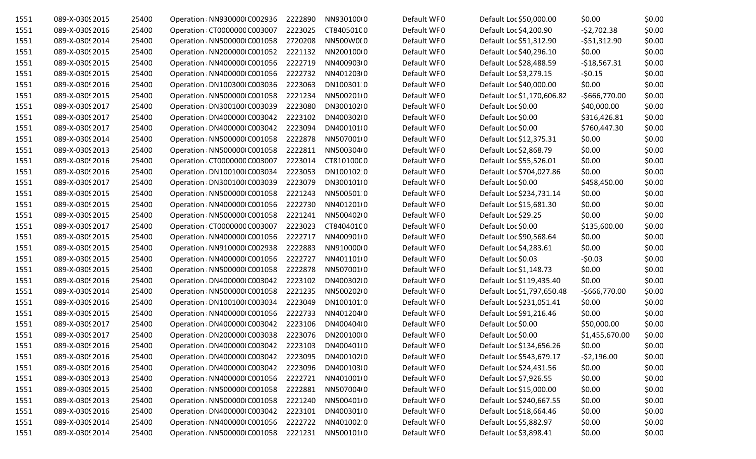| 1551 | 089-X-0309 2015 | 25400 | Operation : NN930000( C002936 | 2222890 | NN930100( 0 | Default WF 0 | Default Loc $50,000.00 | $0.00 | $0.00 |
|---|---|---|---|---|---|---|---|---|---|
| 1551 | 089-X-0309 2016 | 25400 | Operation : CT0000000 C003007 | 2223025 | CT840501C 0 | Default WF 0 | Default Loc $4,200.90 | -$2,702.38 | $0.00 |
| 1551 | 089-X-0309 2014 | 25400 | Operation : NN500000( C001058 | 2720208 | NN500W0( 0 | Default WF 0 | Default Loc $51,312.90 | -$51,312.90 | $0.00 |
| 1551 | 089-X-0309 2015 | 25400 | Operation : NN200000( C001052 | 2221132 | NN200100( 0 | Default WF 0 | Default Loc $40,296.10 | $0.00 | $0.00 |
| 1551 | 089-X-0309 2015 | 25400 | Operation : NN400000( C001056 | 2222719 | NN400903( 0 | Default WF 0 | Default Loc $28,488.59 | -$18,567.31 | $0.00 |
| 1551 | 089-X-0309 2015 | 25400 | Operation : NN400000( C001056 | 2222732 | NN401203( 0 | Default WF 0 | Default Loc $3,279.15 | -$0.15 | $0.00 |
| 1551 | 089-X-0309 2016 | 25400 | Operation : DN100300( C003036 | 2223063 | DN100301 0 | Default WF 0 | Default Loc $40,000.00 | $0.00 | $0.00 |
| 1551 | 089-X-0309 2015 | 25400 | Operation : NN500000( C001058 | 2221234 | NN500201( 0 | Default WF 0 | Default Loc $1,170,606.82 | -$666,770.00 | $0.00 |
| 1551 | 089-X-0309 2017 | 25400 | Operation : DN300100( C003039 | 2223080 | DN300102( 0 | Default WF 0 | Default Loc $0.00 | $40,000.00 | $0.00 |
| 1551 | 089-X-0309 2017 | 25400 | Operation : DN400000( C003042 | 2223102 | DN400302( 0 | Default WF 0 | Default Loc $0.00 | $316,426.81 | $0.00 |
| 1551 | 089-X-0309 2017 | 25400 | Operation : DN400000( C003042 | 2223094 | DN400101( 0 | Default WF 0 | Default Loc $0.00 | $760,447.30 | $0.00 |
| 1551 | 089-X-0309 2014 | 25400 | Operation : NN500000( C001058 | 2222878 | NN507001( 0 | Default WF 0 | Default Loc $12,375.31 | $0.00 | $0.00 |
| 1551 | 089-X-0309 2013 | 25400 | Operation : NN500000( C001058 | 2222811 | NN500304( 0 | Default WF 0 | Default Loc $2,868.79 | $0.00 | $0.00 |
| 1551 | 089-X-0309 2016 | 25400 | Operation : CT0000000 C003007 | 2223014 | CT810100C 0 | Default WF 0 | Default Loc $55,526.01 | $0.00 | $0.00 |
| 1551 | 089-X-0309 2016 | 25400 | Operation : DN100100( C003034 | 2223053 | DN100102 0 | Default WF 0 | Default Loc $704,027.86 | $0.00 | $0.00 |
| 1551 | 089-X-0309 2017 | 25400 | Operation : DN300100( C003039 | 2223079 | DN300101( 0 | Default WF 0 | Default Loc $0.00 | $458,450.00 | $0.00 |
| 1551 | 089-X-0309 2015 | 25400 | Operation : NN500000( C001058 | 2221243 | NN500501 0 | Default WF 0 | Default Loc $234,731.14 | $0.00 | $0.00 |
| 1551 | 089-X-0309 2015 | 25400 | Operation : NN400000( C001056 | 2222730 | NN401201( 0 | Default WF 0 | Default Loc $15,681.30 | $0.00 | $0.00 |
| 1551 | 089-X-0309 2015 | 25400 | Operation : NN500000( C001058 | 2221241 | NN500402( 0 | Default WF 0 | Default Loc $29.25 | $0.00 | $0.00 |
| 1551 | 089-X-0309 2017 | 25400 | Operation : CT0000000 C003007 | 2223023 | CT840401C 0 | Default WF 0 | Default Loc $0.00 | $135,600.00 | $0.00 |
| 1551 | 089-X-0309 2015 | 25400 | Operation : NN400000( C001056 | 2222717 | NN400901( 0 | Default WF 0 | Default Loc $90,568.64 | $0.00 | $0.00 |
| 1551 | 089-X-0309 2015 | 25400 | Operation : NN910000( C002938 | 2222883 | NN910000( 0 | Default WF 0 | Default Loc $4,283.61 | $0.00 | $0.00 |
| 1551 | 089-X-0309 2015 | 25400 | Operation : NN400000( C001056 | 2222727 | NN401101( 0 | Default WF 0 | Default Loc $0.03 | -$0.03 | $0.00 |
| 1551 | 089-X-0309 2015 | 25400 | Operation : NN500000( C001058 | 2222878 | NN507001( 0 | Default WF 0 | Default Loc $1,148.73 | $0.00 | $0.00 |
| 1551 | 089-X-0309 2016 | 25400 | Operation : DN400000( C003042 | 2223102 | DN400302( 0 | Default WF 0 | Default Loc $119,435.40 | $0.00 | $0.00 |
| 1551 | 089-X-0309 2014 | 25400 | Operation : NN500000( C001058 | 2221235 | NN500202( 0 | Default WF 0 | Default Loc $1,797,650.48 | -$666,770.00 | $0.00 |
| 1551 | 089-X-0309 2016 | 25400 | Operation : DN100100( C003034 | 2223049 | DN100101 0 | Default WF 0 | Default Loc $231,051.41 | $0.00 | $0.00 |
| 1551 | 089-X-0309 2015 | 25400 | Operation : NN400000( C001056 | 2222733 | NN401204( 0 | Default WF 0 | Default Loc $91,216.46 | $0.00 | $0.00 |
| 1551 | 089-X-0309 2017 | 25400 | Operation : DN400000( C003042 | 2223106 | DN400404( 0 | Default WF 0 | Default Loc $0.00 | $50,000.00 | $0.00 |
| 1551 | 089-X-0309 2017 | 25400 | Operation : DN200000( C003038 | 2223076 | DN200100( 0 | Default WF 0 | Default Loc $0.00 | $1,455,670.00 | $0.00 |
| 1551 | 089-X-0309 2016 | 25400 | Operation : DN400000( C003042 | 2223103 | DN400401( 0 | Default WF 0 | Default Loc $134,656.26 | $0.00 | $0.00 |
| 1551 | 089-X-0309 2016 | 25400 | Operation : DN400000( C003042 | 2223095 | DN400102( 0 | Default WF 0 | Default Loc $543,679.17 | -$2,196.00 | $0.00 |
| 1551 | 089-X-0309 2016 | 25400 | Operation : DN400000( C003042 | 2223096 | DN400103( 0 | Default WF 0 | Default Loc $24,431.56 | $0.00 | $0.00 |
| 1551 | 089-X-0309 2013 | 25400 | Operation : NN400000( C001056 | 2222721 | NN401001( 0 | Default WF 0 | Default Loc $7,926.55 | $0.00 | $0.00 |
| 1551 | 089-X-0309 2015 | 25400 | Operation : NN500000( C001058 | 2222881 | NN507004( 0 | Default WF 0 | Default Loc $15,000.00 | $0.00 | $0.00 |
| 1551 | 089-X-0309 2013 | 25400 | Operation : NN500000( C001058 | 2221240 | NN500401( 0 | Default WF 0 | Default Loc $240,667.55 | $0.00 | $0.00 |
| 1551 | 089-X-0309 2016 | 25400 | Operation : DN400000( C003042 | 2223101 | DN400301( 0 | Default WF 0 | Default Loc $18,664.46 | $0.00 | $0.00 |
| 1551 | 089-X-0309 2014 | 25400 | Operation : NN400000( C001056 | 2222722 | NN401002 0 | Default WF 0 | Default Loc $5,882.97 | $0.00 | $0.00 |
| 1551 | 089-X-0309 2014 | 25400 | Operation : NN500000( C001058 | 2221231 | NN500101( 0 | Default WF 0 | Default Loc $3,898.41 | $0.00 | $0.00 |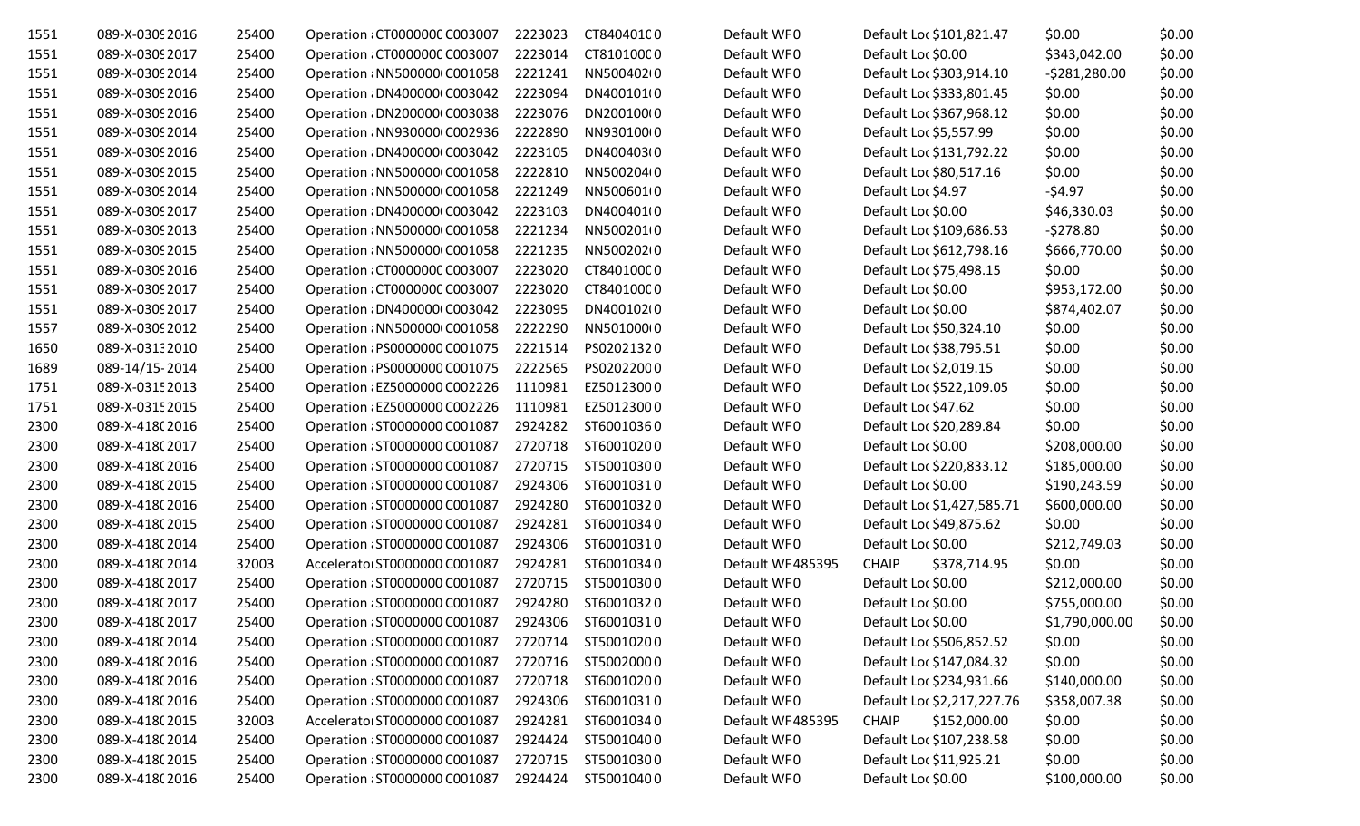| | | | | | | | | | | |
|---|---|---|---|---|---|---|---|---|---|---|
| 1551 | 089-X-0309 2016 | 25400 | Operation : CT0000000 C003007 | 2223023 | CT840401C 0 | Default WF 0 | Default Loc $101,821.47 | $0.00 | $0.00 |
| 1551 | 089-X-0309 2017 | 25400 | Operation : CT0000000 C003007 | 2223014 | CT810100C 0 | Default WF 0 | Default Loc $0.00 | $343,042.00 | $0.00 |
| 1551 | 089-X-0309 2014 | 25400 | Operation : NN500000( C001058 | 2221241 | NN500402( 0 | Default WF 0 | Default Loc $303,914.10 | -$281,280.00 | $0.00 |
| 1551 | 089-X-0309 2016 | 25400 | Operation : DN400000( C003042 | 2223094 | DN400101( 0 | Default WF 0 | Default Loc $333,801.45 | $0.00 | $0.00 |
| 1551 | 089-X-0309 2016 | 25400 | Operation : DN200000( C003038 | 2223076 | DN200100( 0 | Default WF 0 | Default Loc $367,968.12 | $0.00 | $0.00 |
| 1551 | 089-X-0309 2014 | 25400 | Operation : NN930000( C002936 | 2222890 | NN930100( 0 | Default WF 0 | Default Loc $5,557.99 | $0.00 | $0.00 |
| 1551 | 089-X-0309 2016 | 25400 | Operation : DN400000( C003042 | 2223105 | DN400403( 0 | Default WF 0 | Default Loc $131,792.22 | $0.00 | $0.00 |
| 1551 | 089-X-0309 2015 | 25400 | Operation : NN500000( C001058 | 2222810 | NN500204( 0 | Default WF 0 | Default Loc $80,517.16 | $0.00 | $0.00 |
| 1551 | 089-X-0309 2014 | 25400 | Operation : NN500000( C001058 | 2221249 | NN500601( 0 | Default WF 0 | Default Loc $4.97 | -$4.97 | $0.00 |
| 1551 | 089-X-0309 2017 | 25400 | Operation : DN400000( C003042 | 2223103 | DN400401( 0 | Default WF 0 | Default Loc $0.00 | $46,330.03 | $0.00 |
| 1551 | 089-X-0309 2013 | 25400 | Operation : NN500000( C001058 | 2221234 | NN500201( 0 | Default WF 0 | Default Loc $109,686.53 | -$278.80 | $0.00 |
| 1551 | 089-X-0309 2015 | 25400 | Operation : NN500000( C001058 | 2221235 | NN500202( 0 | Default WF 0 | Default Loc $612,798.16 | $666,770.00 | $0.00 |
| 1551 | 089-X-0309 2016 | 25400 | Operation : CT0000000 C003007 | 2223020 | CT840100C 0 | Default WF 0 | Default Loc $75,498.15 | $0.00 | $0.00 |
| 1551 | 089-X-0309 2017 | 25400 | Operation : CT0000000 C003007 | 2223020 | CT840100C 0 | Default WF 0 | Default Loc $0.00 | $953,172.00 | $0.00 |
| 1551 | 089-X-0309 2017 | 25400 | Operation : DN400000( C003042 | 2223095 | DN400102( 0 | Default WF 0 | Default Loc $0.00 | $874,402.07 | $0.00 |
| 1557 | 089-X-0309 2012 | 25400 | Operation : NN500000( C001058 | 2222290 | NN501000( 0 | Default WF 0 | Default Loc $50,324.10 | $0.00 | $0.00 |
| 1650 | 089-X-0313 2010 | 25400 | Operation : PS0000000 C001075 | 2221514 | PS02021320 | Default WF 0 | Default Loc $38,795.51 | $0.00 | $0.00 |
| 1689 | 089-14/15- 2014 | 25400 | Operation : PS0000000 C001075 | 2222565 | PS02022000 | Default WF 0 | Default Loc $2,019.15 | $0.00 | $0.00 |
| 1751 | 089-X-0315 2013 | 25400 | Operation : EZ5000000 C002226 | 1110981 | EZ50123000 | Default WF 0 | Default Loc $522,109.05 | $0.00 | $0.00 |
| 1751 | 089-X-0315 2015 | 25400 | Operation : EZ5000000 C002226 | 1110981 | EZ50123000 | Default WF 0 | Default Loc $47.62 | $0.00 | $0.00 |
| 2300 | 089-X-418( 2016 | 25400 | Operation : ST0000000 C001087 | 2924282 | ST60010360 | Default WF 0 | Default Loc $20,289.84 | $0.00 | $0.00 |
| 2300 | 089-X-418( 2017 | 25400 | Operation : ST0000000 C001087 | 2720718 | ST60010200 | Default WF 0 | Default Loc $0.00 | $208,000.00 | $0.00 |
| 2300 | 089-X-418( 2016 | 25400 | Operation : ST0000000 C001087 | 2720715 | ST50010300 | Default WF 0 | Default Loc $220,833.12 | $185,000.00 | $0.00 |
| 2300 | 089-X-418( 2015 | 25400 | Operation : ST0000000 C001087 | 2924306 | ST60010310 | Default WF 0 | Default Loc $0.00 | $190,243.59 | $0.00 |
| 2300 | 089-X-418( 2016 | 25400 | Operation : ST0000000 C001087 | 2924280 | ST60010320 | Default WF 0 | Default Loc $1,427,585.71 | $600,000.00 | $0.00 |
| 2300 | 089-X-418( 2015 | 25400 | Operation : ST0000000 C001087 | 2924281 | ST60010340 | Default WF 0 | Default Loc $49,875.62 | $0.00 | $0.00 |
| 2300 | 089-X-418( 2014 | 25400 | Operation : ST0000000 C001087 | 2924306 | ST60010310 | Default WF 0 | Default Loc $0.00 | $212,749.03 | $0.00 |
| 2300 | 089-X-418( 2014 | 32003 | Accelerato ST0000000 C001087 | 2924281 | ST60010340 | Default WF 485395 | CHAIP $378,714.95 | $0.00 | $0.00 |
| 2300 | 089-X-418( 2017 | 25400 | Operation : ST0000000 C001087 | 2720715 | ST50010300 | Default WF 0 | Default Loc $0.00 | $212,000.00 | $0.00 |
| 2300 | 089-X-418( 2017 | 25400 | Operation : ST0000000 C001087 | 2924280 | ST60010320 | Default WF 0 | Default Loc $0.00 | $755,000.00 | $0.00 |
| 2300 | 089-X-418( 2017 | 25400 | Operation : ST0000000 C001087 | 2924306 | ST60010310 | Default WF 0 | Default Loc $0.00 | $1,790,000.00 | $0.00 |
| 2300 | 089-X-418( 2014 | 25400 | Operation : ST0000000 C001087 | 2720714 | ST50010200 | Default WF 0 | Default Loc $506,852.52 | $0.00 | $0.00 |
| 2300 | 089-X-418( 2016 | 25400 | Operation : ST0000000 C001087 | 2720716 | ST50020000 | Default WF 0 | Default Loc $147,084.32 | $0.00 | $0.00 |
| 2300 | 089-X-418( 2016 | 25400 | Operation : ST0000000 C001087 | 2720718 | ST60010200 | Default WF 0 | Default Loc $234,931.66 | $140,000.00 | $0.00 |
| 2300 | 089-X-418( 2016 | 25400 | Operation : ST0000000 C001087 | 2924306 | ST60010310 | Default WF 0 | Default Loc $2,217,227.76 | $358,007.38 | $0.00 |
| 2300 | 089-X-418( 2015 | 32003 | Accelerato ST0000000 C001087 | 2924281 | ST60010340 | Default WF 485395 | CHAIP $152,000.00 | $0.00 | $0.00 |
| 2300 | 089-X-418( 2014 | 25400 | Operation : ST0000000 C001087 | 2924424 | ST50010400 | Default WF 0 | Default Loc $107,238.58 | $0.00 | $0.00 |
| 2300 | 089-X-418( 2015 | 25400 | Operation : ST0000000 C001087 | 2720715 | ST50010300 | Default WF 0 | Default Loc $11,925.21 | $0.00 | $0.00 |
| 2300 | 089-X-418( 2016 | 25400 | Operation : ST0000000 C001087 | 2924424 | ST50010400 | Default WF 0 | Default Loc $0.00 | $100,000.00 | $0.00 |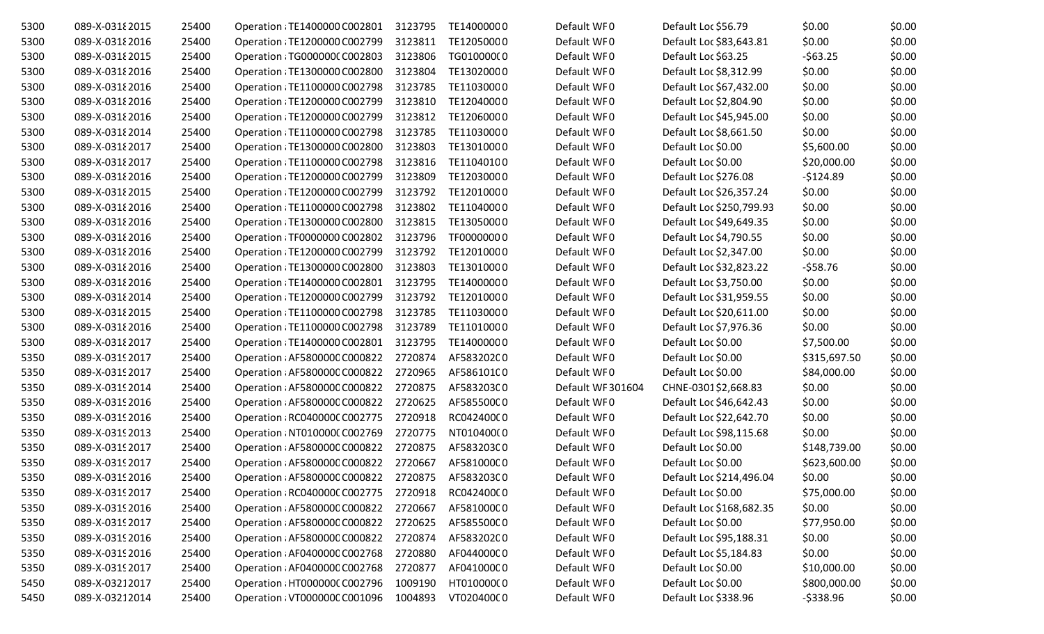| | | | | | | | | | | |
|---|---|---|---|---|---|---|---|---|---|---|
| 5300 | 089-X-0318 2015 | 25400 | Operation : TE1400000 C002801 | 3123795 | TE14000000 | Default WF 0 | Default Loc $56.79 | $0.00 | $0.00 |
| 5300 | 089-X-0318 2016 | 25400 | Operation : TE1200000 C002799 | 3123811 | TE12050000 | Default WF 0 | Default Loc $83,643.81 | $0.00 | $0.00 |
| 5300 | 089-X-0318 2015 | 25400 | Operation : TG000000 C002803 | 3123806 | TG0100000 0 | Default WF 0 | Default Loc $63.25 | -$63.25 | $0.00 |
| 5300 | 089-X-0318 2016 | 25400 | Operation : TE1300000 C002800 | 3123804 | TE13020000 | Default WF 0 | Default Loc $8,312.99 | $0.00 | $0.00 |
| 5300 | 089-X-0318 2016 | 25400 | Operation : TE1100000 C002798 | 3123785 | TE11030000 | Default WF 0 | Default Loc $67,432.00 | $0.00 | $0.00 |
| 5300 | 089-X-0318 2016 | 25400 | Operation : TE1200000 C002799 | 3123810 | TE12040000 | Default WF 0 | Default Loc $2,804.90 | $0.00 | $0.00 |
| 5300 | 089-X-0318 2016 | 25400 | Operation : TE1200000 C002799 | 3123812 | TE12060000 | Default WF 0 | Default Loc $45,945.00 | $0.00 | $0.00 |
| 5300 | 089-X-0318 2014 | 25400 | Operation : TE1100000 C002798 | 3123785 | TE11030000 | Default WF 0 | Default Loc $8,661.50 | $0.00 | $0.00 |
| 5300 | 089-X-0318 2017 | 25400 | Operation : TE1300000 C002800 | 3123803 | TE13010000 | Default WF 0 | Default Loc $0.00 | $5,600.00 | $0.00 |
| 5300 | 089-X-0318 2017 | 25400 | Operation : TE1100000 C002798 | 3123816 | TE11040100 | Default WF 0 | Default Loc $0.00 | $20,000.00 | $0.00 |
| 5300 | 089-X-0318 2016 | 25400 | Operation : TE1200000 C002799 | 3123809 | TE12030000 | Default WF 0 | Default Loc $276.08 | -$124.89 | $0.00 |
| 5300 | 089-X-0318 2015 | 25400 | Operation : TE1200000 C002799 | 3123792 | TE12010000 | Default WF 0 | Default Loc $26,357.24 | $0.00 | $0.00 |
| 5300 | 089-X-0318 2016 | 25400 | Operation : TE1100000 C002798 | 3123802 | TE11040000 | Default WF 0 | Default Loc $250,799.93 | $0.00 | $0.00 |
| 5300 | 089-X-0318 2016 | 25400 | Operation : TE1300000 C002800 | 3123815 | TE13050000 | Default WF 0 | Default Loc $49,649.35 | $0.00 | $0.00 |
| 5300 | 089-X-0318 2016 | 25400 | Operation : TF0000000 C002802 | 3123796 | TF00000000 | Default WF 0 | Default Loc $4,790.55 | $0.00 | $0.00 |
| 5300 | 089-X-0318 2016 | 25400 | Operation : TE1200000 C002799 | 3123792 | TE12010000 | Default WF 0 | Default Loc $2,347.00 | $0.00 | $0.00 |
| 5300 | 089-X-0318 2016 | 25400 | Operation : TE1300000 C002800 | 3123803 | TE13010000 | Default WF 0 | Default Loc $32,823.22 | -$58.76 | $0.00 |
| 5300 | 089-X-0318 2016 | 25400 | Operation : TE1400000 C002801 | 3123795 | TE14000000 | Default WF 0 | Default Loc $3,750.00 | $0.00 | $0.00 |
| 5300 | 089-X-0318 2014 | 25400 | Operation : TE1200000 C002799 | 3123792 | TE12010000 | Default WF 0 | Default Loc $31,959.55 | $0.00 | $0.00 |
| 5300 | 089-X-0318 2015 | 25400 | Operation : TE1100000 C002798 | 3123785 | TE11030000 | Default WF 0 | Default Loc $20,611.00 | $0.00 | $0.00 |
| 5300 | 089-X-0318 2016 | 25400 | Operation : TE1100000 C002798 | 3123789 | TE11010000 | Default WF 0 | Default Loc $7,976.36 | $0.00 | $0.00 |
| 5300 | 089-X-0318 2017 | 25400 | Operation : TE1400000 C002801 | 3123795 | TE14000000 | Default WF 0 | Default Loc $0.00 | $7,500.00 | $0.00 |
| 5350 | 089-X-0319 2017 | 25400 | Operation : AF580000 C000822 | 2720874 | AF583202 0 | Default WF 0 | Default Loc $0.00 | $315,697.50 | $0.00 |
| 5350 | 089-X-0319 2017 | 25400 | Operation : AF580000 C000822 | 2720965 | AF586101 0 | Default WF 0 | Default Loc $0.00 | $84,000.00 | $0.00 |
| 5350 | 089-X-0319 2014 | 25400 | Operation : AF580000 C000822 | 2720875 | AF583203 0 | Default WF 301604 | CHNE-0301 $2,668.83 | $0.00 | $0.00 |
| 5350 | 089-X-0319 2016 | 25400 | Operation : AF580000 C000822 | 2720625 | AF585500 0 | Default WF 0 | Default Loc $46,642.43 | $0.00 | $0.00 |
| 5350 | 089-X-0319 2016 | 25400 | Operation : RC040000 C002775 | 2720918 | RC042400 0 | Default WF 0 | Default Loc $22,642.70 | $0.00 | $0.00 |
| 5350 | 089-X-0319 2013 | 25400 | Operation : NT010000 C002769 | 2720775 | NT010400 0 | Default WF 0 | Default Loc $98,115.68 | $0.00 | $0.00 |
| 5350 | 089-X-0319 2017 | 25400 | Operation : AF580000 C000822 | 2720875 | AF583203 0 | Default WF 0 | Default Loc $0.00 | $148,739.00 | $0.00 |
| 5350 | 089-X-0319 2017 | 25400 | Operation : AF580000 C000822 | 2720667 | AF581000 0 | Default WF 0 | Default Loc $0.00 | $623,600.00 | $0.00 |
| 5350 | 089-X-0319 2016 | 25400 | Operation : AF580000 C000822 | 2720875 | AF583203 0 | Default WF 0 | Default Loc $214,496.04 | $0.00 | $0.00 |
| 5350 | 089-X-0319 2017 | 25400 | Operation : RC040000 C002775 | 2720918 | RC042400 0 | Default WF 0 | Default Loc $0.00 | $75,000.00 | $0.00 |
| 5350 | 089-X-0319 2016 | 25400 | Operation : AF580000 C000822 | 2720667 | AF581000 0 | Default WF 0 | Default Loc $168,682.35 | $0.00 | $0.00 |
| 5350 | 089-X-0319 2017 | 25400 | Operation : AF580000 C000822 | 2720625 | AF585500 0 | Default WF 0 | Default Loc $0.00 | $77,950.00 | $0.00 |
| 5350 | 089-X-0319 2016 | 25400 | Operation : AF580000 C000822 | 2720874 | AF583202 0 | Default WF 0 | Default Loc $95,188.31 | $0.00 | $0.00 |
| 5350 | 089-X-0319 2016 | 25400 | Operation : AF040000 C002768 | 2720880 | AF044000 0 | Default WF 0 | Default Loc $5,184.83 | $0.00 | $0.00 |
| 5350 | 089-X-0319 2017 | 25400 | Operation : AF040000 C002768 | 2720877 | AF041000 0 | Default WF 0 | Default Loc $0.00 | $10,000.00 | $0.00 |
| 5450 | 089-X-0321 2017 | 25400 | Operation : HT000000 C002796 | 1009190 | HT010000 0 | Default WF 0 | Default Loc $0.00 | $800,000.00 | $0.00 |
| 5450 | 089-X-0321 2014 | 25400 | Operation : VT000000 C001096 | 1004893 | VT020400 0 | Default WF 0 | Default Loc $338.96 | -$338.96 | $0.00 |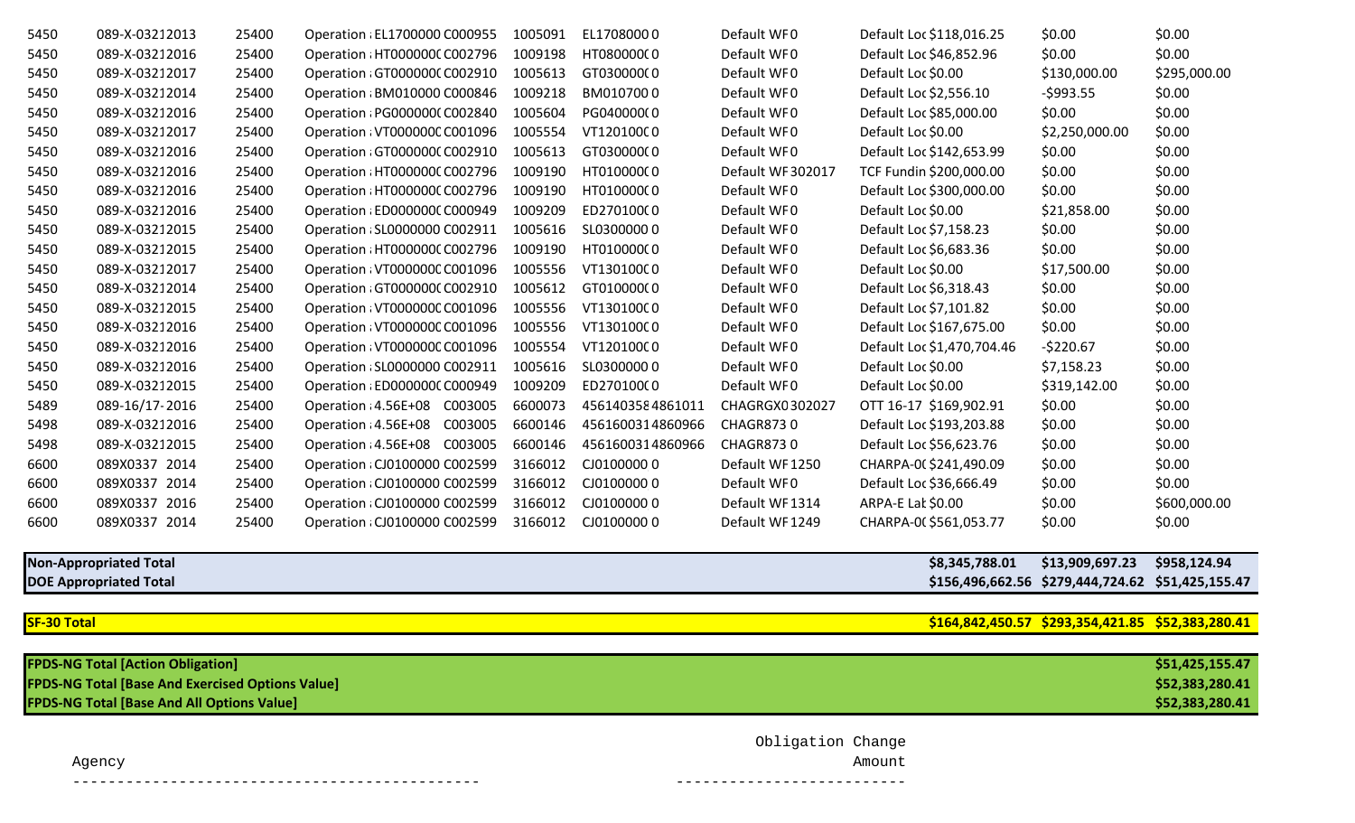| | | | | | | | | | | |
|---|---|---|---|---|---|---|---|---|---|---|
| 5450 | 089-X-03212013 | 25400 | Operation : EL1700000 C000955 | 1005091 | EL17080000 0 | Default WF 0 | Default Loc $118,016.25 | $0.00 | $0.00 |
| 5450 | 089-X-03212016 | 25400 | Operation : HT000000( C002796 | 1009198 | HT080000( 0 | Default WF 0 | Default Loc $46,852.96 | $0.00 | $0.00 |
| 5450 | 089-X-03212017 | 25400 | Operation : GT000000( C002910 | 1005613 | GT030000( 0 | Default WF 0 | Default Loc $0.00 | $130,000.00 | $295,000.00 |
| 5450 | 089-X-03212014 | 25400 | Operation : BM010000 C000846 | 1009218 | BM0107000 0 | Default WF 0 | Default Loc $2,556.10 | -$993.55 | $0.00 |
| 5450 | 089-X-03212016 | 25400 | Operation : PG000000( C002840 | 1005604 | PG040000( 0 | Default WF 0 | Default Loc $85,000.00 | $0.00 | $0.00 |
| 5450 | 089-X-03212017 | 25400 | Operation : VT000000C C001096 | 1005554 | VT120100C 0 | Default WF 0 | Default Loc $0.00 | $2,250,000.00 | $0.00 |
| 5450 | 089-X-03212016 | 25400 | Operation : GT000000( C002910 | 1005613 | GT030000( 0 | Default WF 0 | Default Loc $142,653.99 | $0.00 | $0.00 |
| 5450 | 089-X-03212016 | 25400 | Operation : HT000000( C002796 | 1009190 | HT010000( 0 | Default WF 302017 | TCF Fundin $200,000.00 | $0.00 | $0.00 |
| 5450 | 089-X-03212016 | 25400 | Operation : HT000000( C002796 | 1009190 | HT010000( 0 | Default WF 0 | Default Loc $300,000.00 | $0.00 | $0.00 |
| 5450 | 089-X-03212016 | 25400 | Operation : ED000000( C000949 | 1009209 | ED270100( 0 | Default WF 0 | Default Loc $0.00 | $21,858.00 | $0.00 |
| 5450 | 089-X-03212015 | 25400 | Operation : SL0000000 C002911 | 1005616 | SL0300000 0 | Default WF 0 | Default Loc $7,158.23 | $0.00 | $0.00 |
| 5450 | 089-X-03212015 | 25400 | Operation : HT000000( C002796 | 1009190 | HT010000( 0 | Default WF 0 | Default Loc $6,683.36 | $0.00 | $0.00 |
| 5450 | 089-X-03212017 | 25400 | Operation : VT000000C C001096 | 1005556 | VT130100C 0 | Default WF 0 | Default Loc $0.00 | $17,500.00 | $0.00 |
| 5450 | 089-X-03212014 | 25400 | Operation : GT000000( C002910 | 1005612 | GT010000( 0 | Default WF 0 | Default Loc $6,318.43 | $0.00 | $0.00 |
| 5450 | 089-X-03212015 | 25400 | Operation : VT000000C C001096 | 1005556 | VT130100C 0 | Default WF 0 | Default Loc $7,101.82 | $0.00 | $0.00 |
| 5450 | 089-X-03212016 | 25400 | Operation : VT000000C C001096 | 1005556 | VT130100C 0 | Default WF 0 | Default Loc $167,675.00 | $0.00 | $0.00 |
| 5450 | 089-X-03212016 | 25400 | Operation : VT000000C C001096 | 1005554 | VT120100C 0 | Default WF 0 | Default Loc $1,470,704.46 | -$220.67 | $0.00 |
| 5450 | 089-X-03212016 | 25400 | Operation : SL0000000 C002911 | 1005616 | SL0300000 0 | Default WF 0 | Default Loc $0.00 | $7,158.23 | $0.00 |
| 5450 | 089-X-03212015 | 25400 | Operation : ED000000( C000949 | 1009209 | ED270100( 0 | Default WF 0 | Default Loc $0.00 | $319,142.00 | $0.00 |
| 5489 | 089-16/17-2016 | 25400 | Operation : 4.56E+08 C003005 | 6600073 | 456140358 4861011 | CHAGRGX0 302027 | OTT 16-17 $169,902.91 | $0.00 | $0.00 |
| 5498 | 089-X-03212016 | 25400 | Operation : 4.56E+08 C003005 | 6600146 | 456160031 4860966 | CHAGR873 0 | Default Loc $193,203.88 | $0.00 | $0.00 |
| 5498 | 089-X-03212015 | 25400 | Operation : 4.56E+08 C003005 | 6600146 | 456160031 4860966 | CHAGR873 0 | Default Loc $56,623.76 | $0.00 | $0.00 |
| 6600 | 089X0337 2014 | 25400 | Operation : CJ0100000 C002599 | 3166012 | CJ0100000 0 | Default WF 1250 | CHARPA-0( $241,490.09 | $0.00 | $0.00 |
| 6600 | 089X0337 2014 | 25400 | Operation : CJ0100000 C002599 | 3166012 | CJ0100000 0 | Default WF 0 | Default Loc $36,666.49 | $0.00 | $0.00 |
| 6600 | 089X0337 2016 | 25400 | Operation : CJ0100000 C002599 | 3166012 | CJ0100000 0 | Default WF 1314 | ARPA-E Lat $0.00 | $0.00 | $600,000.00 |
| 6600 | 089X0337 2014 | 25400 | Operation : CJ0100000 C002599 | 3166012 | CJ0100000 0 | Default WF 1249 | CHARPA-0( $561,053.77 | $0.00 | $0.00 |

| | | | |
|---|---|---|---|
| **Non-Appropriated Total** | **$8,345,788.01** | **$13,909,697.23** | **$958,124.94** |
| **DOE Appropriated Total** | **$156,496,662.56** | **$279,444,724.62** | **$51,425,155.47** |
| **SF-30 Total** | **$164,842,450.57** | **$293,354,421.85** | **$52,383,280.41** |

| | |
|---|---|
| **FPDS-NG Total [Action Obligation]** | **$51,425,155.47** |
| **FPDS-NG Total [Base And Exercised Options Value]** | **$52,383,280.41** |
| **FPDS-NG Total [Base And All Options Value]** | **$52,383,280.41** |

```
                                                        Obligation Change
Agency                                                             Amount
---------------------------------------------      -------------------------
```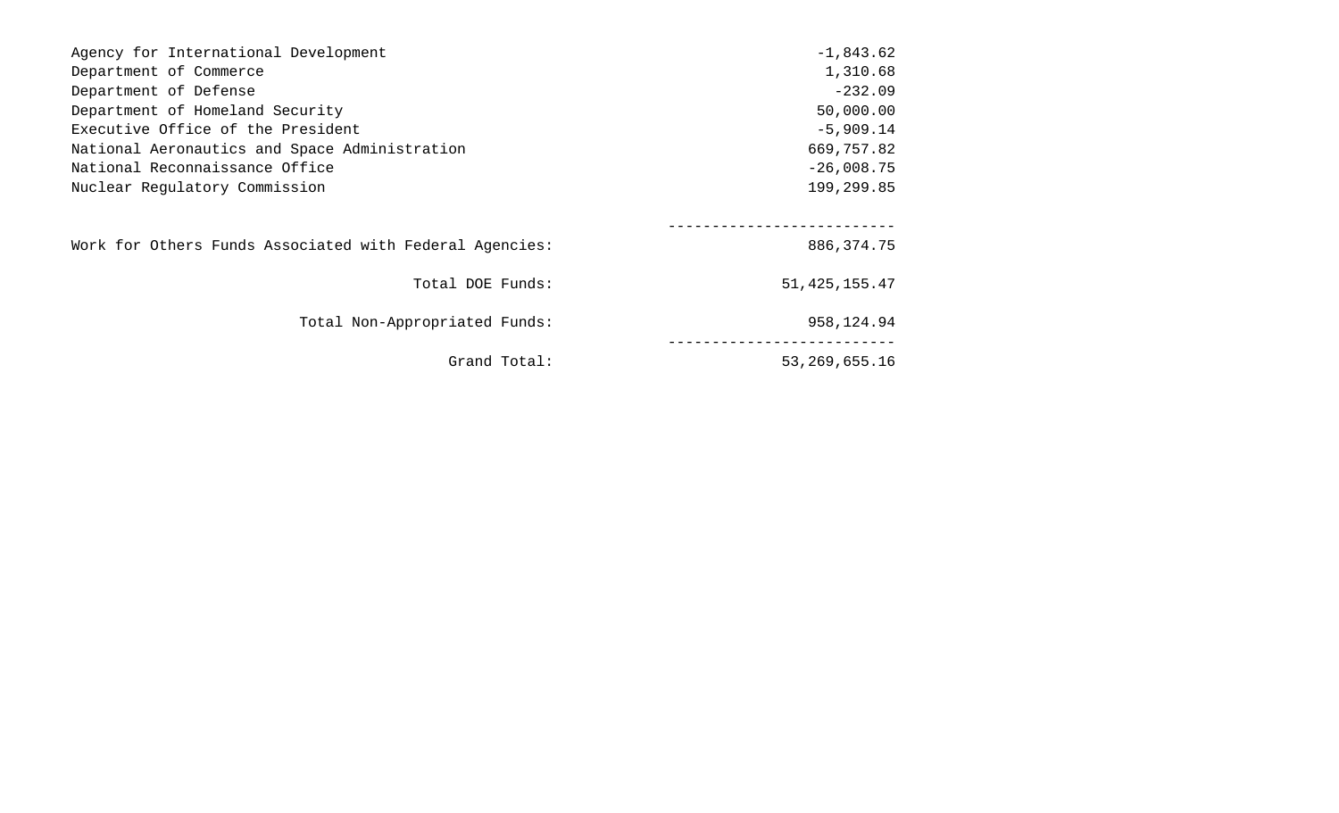| | |
|---|---:|
| Agency for International Development | -1,843.62 |
| Department of Commerce | 1,310.68 |
| Department of Defense | -232.09 |
| Department of Homeland Security | 50,000.00 |
| Executive Office of the President | -5,909.14 |
| National Aeronautics and Space Administration | 669,757.82 |
| National Reconnaissance Office | -26,008.75 |
| Nuclear Regulatory Commission | 199,299.85 |
| | ------------------------- |
| Work for Others Funds Associated with Federal Agencies: | 886,374.75 |
| Total DOE Funds: | 51,425,155.47 |
| Total Non-Appropriated Funds: | 958,124.94 |
| | ------------------------- |
| Grand Total: | 53,269,655.16 |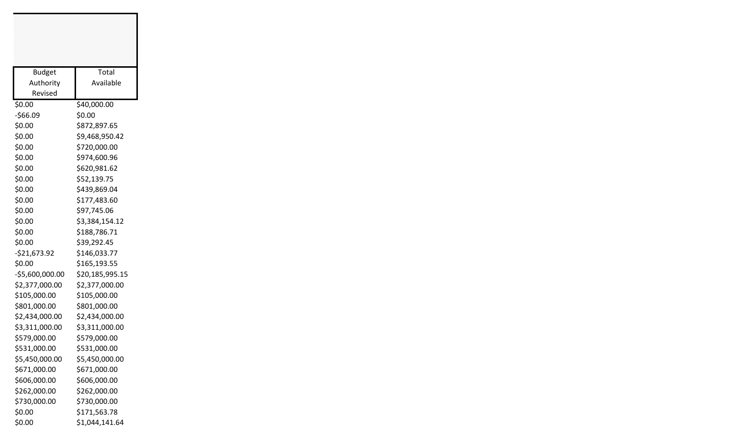| Budget Authority Revised | Total Available |
|---|---|
| $0.00 | $40,000.00 |
| -$66.09 | $0.00 |
| $0.00 | $872,897.65 |
| $0.00 | $9,468,950.42 |
| $0.00 | $720,000.00 |
| $0.00 | $974,600.96 |
| $0.00 | $620,981.62 |
| $0.00 | $52,139.75 |
| $0.00 | $439,869.04 |
| $0.00 | $177,483.60 |
| $0.00 | $97,745.06 |
| $0.00 | $3,384,154.12 |
| $0.00 | $188,786.71 |
| $0.00 | $39,292.45 |
| -$21,673.92 | $146,033.77 |
| $0.00 | $165,193.55 |
| -$5,600,000.00 | $20,185,995.15 |
| $2,377,000.00 | $2,377,000.00 |
| $105,000.00 | $105,000.00 |
| $801,000.00 | $801,000.00 |
| $2,434,000.00 | $2,434,000.00 |
| $3,311,000.00 | $3,311,000.00 |
| $579,000.00 | $579,000.00 |
| $531,000.00 | $531,000.00 |
| $5,450,000.00 | $5,450,000.00 |
| $671,000.00 | $671,000.00 |
| $606,000.00 | $606,000.00 |
| $262,000.00 | $262,000.00 |
| $730,000.00 | $730,000.00 |
| $0.00 | $171,563.78 |
| $0.00 | $1,044,141.64 |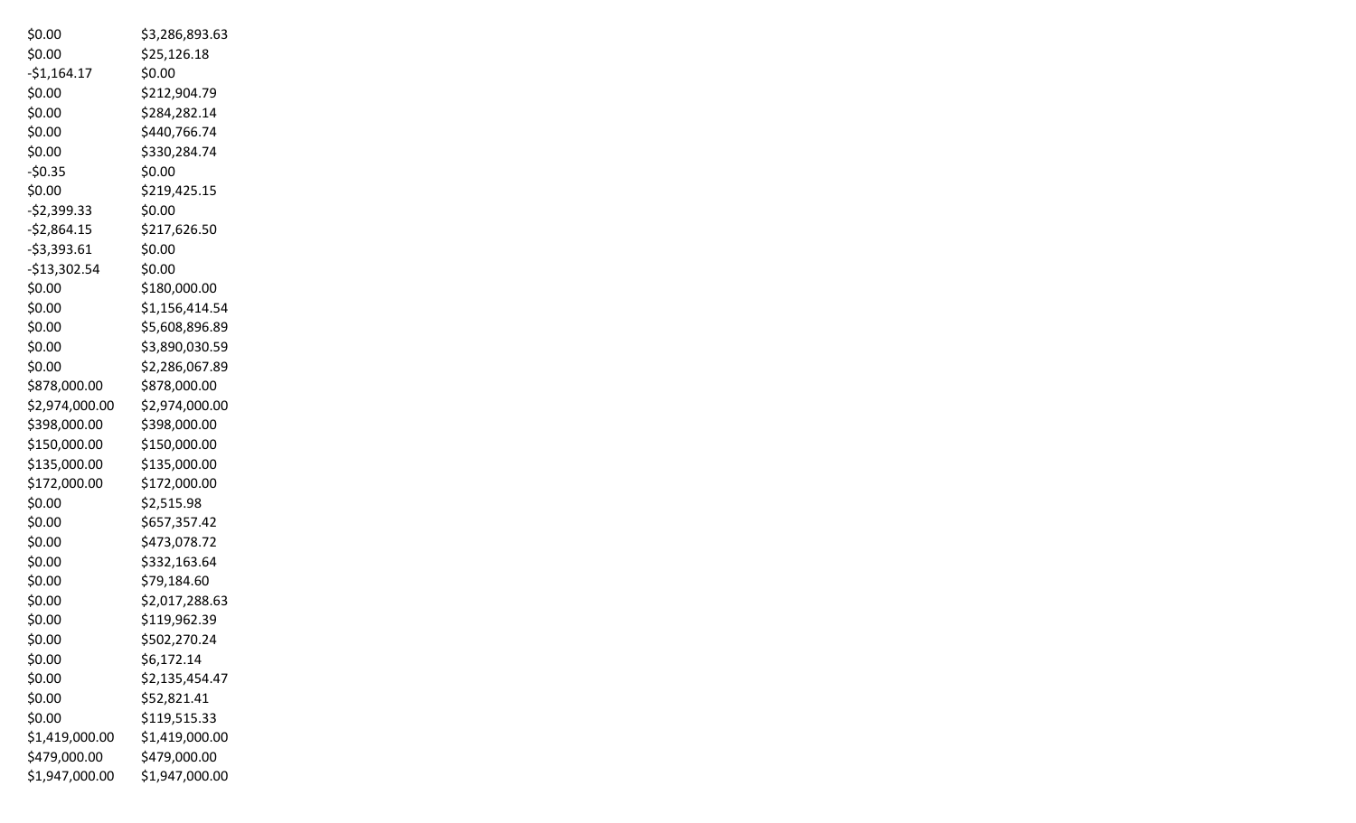| | |
|---|---|
| $0.00 | $3,286,893.63 |
| $0.00 | $25,126.18 |
| -$1,164.17 | $0.00 |
| $0.00 | $212,904.79 |
| $0.00 | $284,282.14 |
| $0.00 | $440,766.74 |
| $0.00 | $330,284.74 |
| -$0.35 | $0.00 |
| $0.00 | $219,425.15 |
| -$2,399.33 | $0.00 |
| -$2,864.15 | $217,626.50 |
| -$3,393.61 | $0.00 |
| -$13,302.54 | $0.00 |
| $0.00 | $180,000.00 |
| $0.00 | $1,156,414.54 |
| $0.00 | $5,608,896.89 |
| $0.00 | $3,890,030.59 |
| $0.00 | $2,286,067.89 |
| $878,000.00 | $878,000.00 |
| $2,974,000.00 | $2,974,000.00 |
| $398,000.00 | $398,000.00 |
| $150,000.00 | $150,000.00 |
| $135,000.00 | $135,000.00 |
| $172,000.00 | $172,000.00 |
| $0.00 | $2,515.98 |
| $0.00 | $657,357.42 |
| $0.00 | $473,078.72 |
| $0.00 | $332,163.64 |
| $0.00 | $79,184.60 |
| $0.00 | $2,017,288.63 |
| $0.00 | $119,962.39 |
| $0.00 | $502,270.24 |
| $0.00 | $6,172.14 |
| $0.00 | $2,135,454.47 |
| $0.00 | $52,821.41 |
| $0.00 | $119,515.33 |
| $1,419,000.00 | $1,419,000.00 |
| $479,000.00 | $479,000.00 |
| $1,947,000.00 | $1,947,000.00 |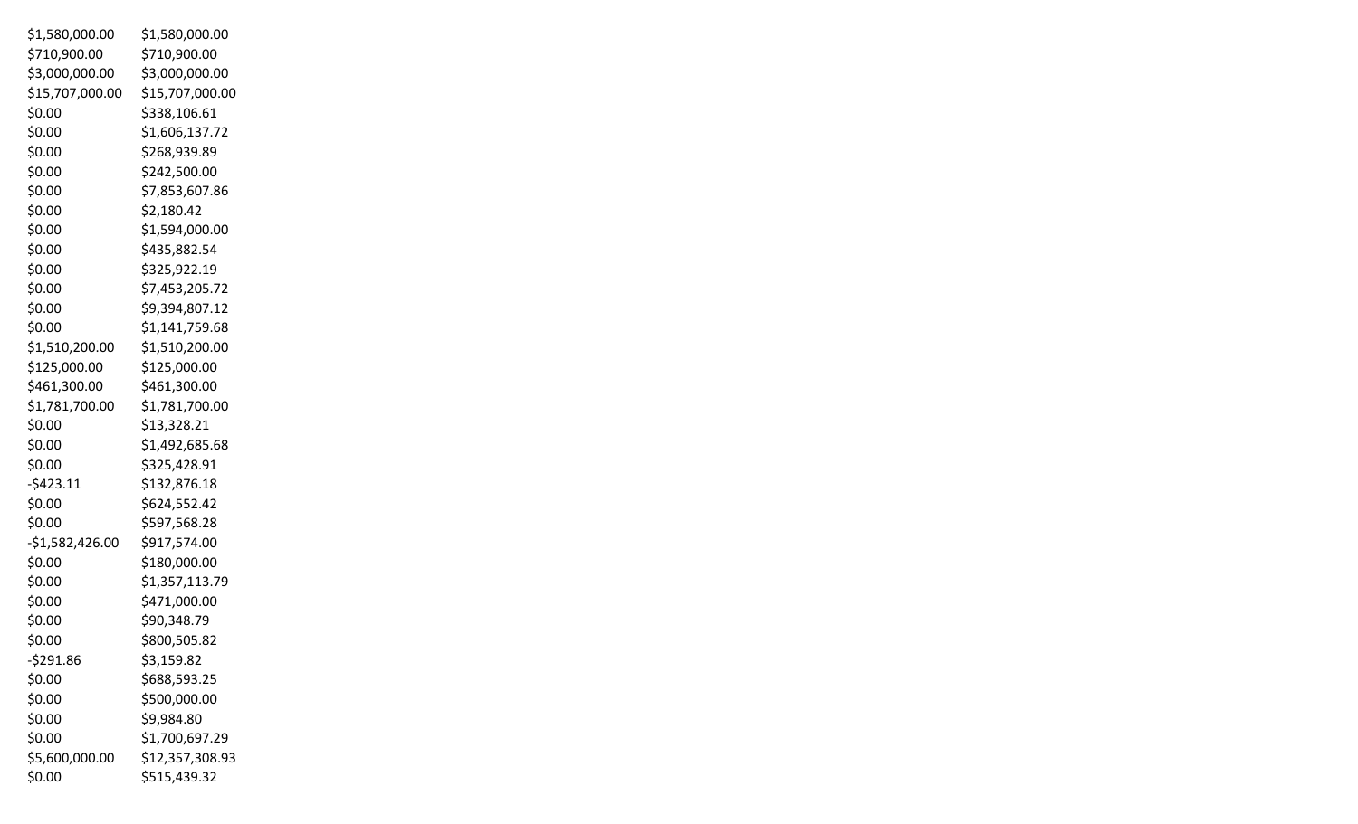| | |
|---|---|
| $1,580,000.00 | $1,580,000.00 |
| $710,900.00 | $710,900.00 |
| $3,000,000.00 | $3,000,000.00 |
| $15,707,000.00 | $15,707,000.00 |
| $0.00 | $338,106.61 |
| $0.00 | $1,606,137.72 |
| $0.00 | $268,939.89 |
| $0.00 | $242,500.00 |
| $0.00 | $7,853,607.86 |
| $0.00 | $2,180.42 |
| $0.00 | $1,594,000.00 |
| $0.00 | $435,882.54 |
| $0.00 | $325,922.19 |
| $0.00 | $7,453,205.72 |
| $0.00 | $9,394,807.12 |
| $0.00 | $1,141,759.68 |
| $1,510,200.00 | $1,510,200.00 |
| $125,000.00 | $125,000.00 |
| $461,300.00 | $461,300.00 |
| $1,781,700.00 | $1,781,700.00 |
| $0.00 | $13,328.21 |
| $0.00 | $1,492,685.68 |
| $0.00 | $325,428.91 |
| -$423.11 | $132,876.18 |
| $0.00 | $624,552.42 |
| $0.00 | $597,568.28 |
| -$1,582,426.00 | $917,574.00 |
| $0.00 | $180,000.00 |
| $0.00 | $1,357,113.79 |
| $0.00 | $471,000.00 |
| $0.00 | $90,348.79 |
| $0.00 | $800,505.82 |
| -$291.86 | $3,159.82 |
| $0.00 | $688,593.25 |
| $0.00 | $500,000.00 |
| $0.00 | $9,984.80 |
| $0.00 | $1,700,697.29 |
| $5,600,000.00 | $12,357,308.93 |
| $0.00 | $515,439.32 |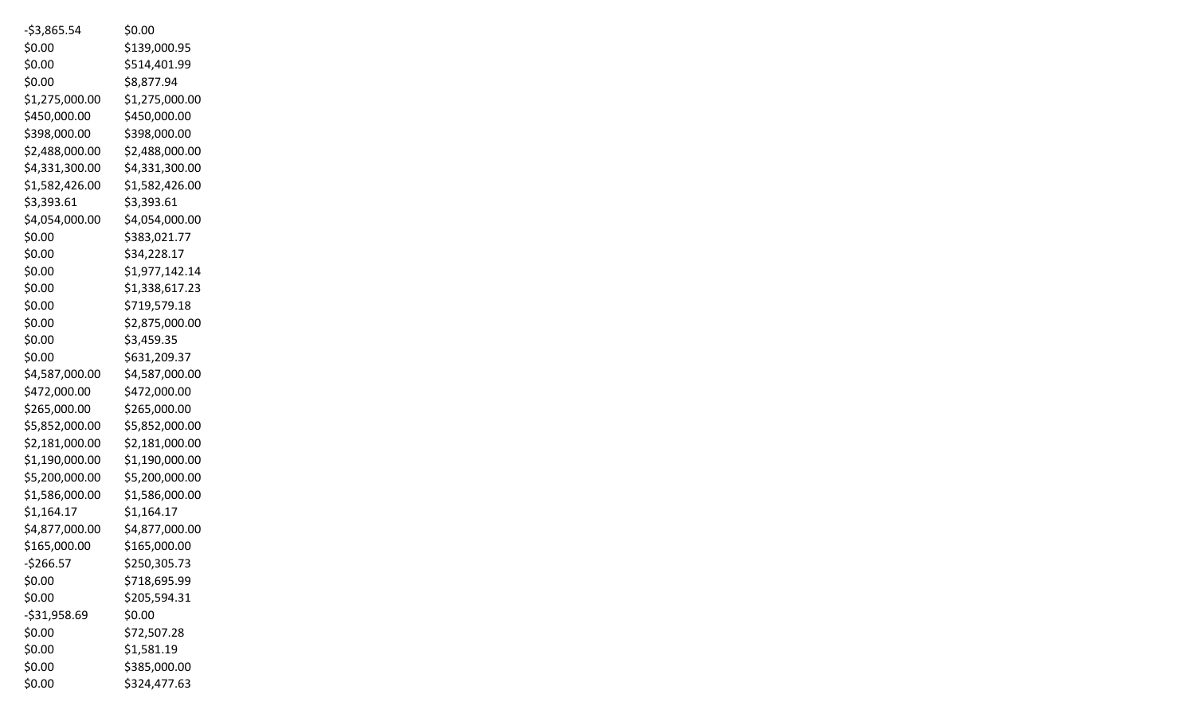| | |
|---|---|
| -$3,865.54 | $0.00 |
| $0.00 | $139,000.95 |
| $0.00 | $514,401.99 |
| $0.00 | $8,877.94 |
| $1,275,000.00 | $1,275,000.00 |
| $450,000.00 | $450,000.00 |
| $398,000.00 | $398,000.00 |
| $2,488,000.00 | $2,488,000.00 |
| $4,331,300.00 | $4,331,300.00 |
| $1,582,426.00 | $1,582,426.00 |
| $3,393.61 | $3,393.61 |
| $4,054,000.00 | $4,054,000.00 |
| $0.00 | $383,021.77 |
| $0.00 | $34,228.17 |
| $0.00 | $1,977,142.14 |
| $0.00 | $1,338,617.23 |
| $0.00 | $719,579.18 |
| $0.00 | $2,875,000.00 |
| $0.00 | $3,459.35 |
| $0.00 | $631,209.37 |
| $4,587,000.00 | $4,587,000.00 |
| $472,000.00 | $472,000.00 |
| $265,000.00 | $265,000.00 |
| $5,852,000.00 | $5,852,000.00 |
| $2,181,000.00 | $2,181,000.00 |
| $1,190,000.00 | $1,190,000.00 |
| $5,200,000.00 | $5,200,000.00 |
| $1,586,000.00 | $1,586,000.00 |
| $1,164.17 | $1,164.17 |
| $4,877,000.00 | $4,877,000.00 |
| $165,000.00 | $165,000.00 |
| -$266.57 | $250,305.73 |
| $0.00 | $718,695.99 |
| $0.00 | $205,594.31 |
| -$31,958.69 | $0.00 |
| $0.00 | $72,507.28 |
| $0.00 | $1,581.19 |
| $0.00 | $385,000.00 |
| $0.00 | $324,477.63 |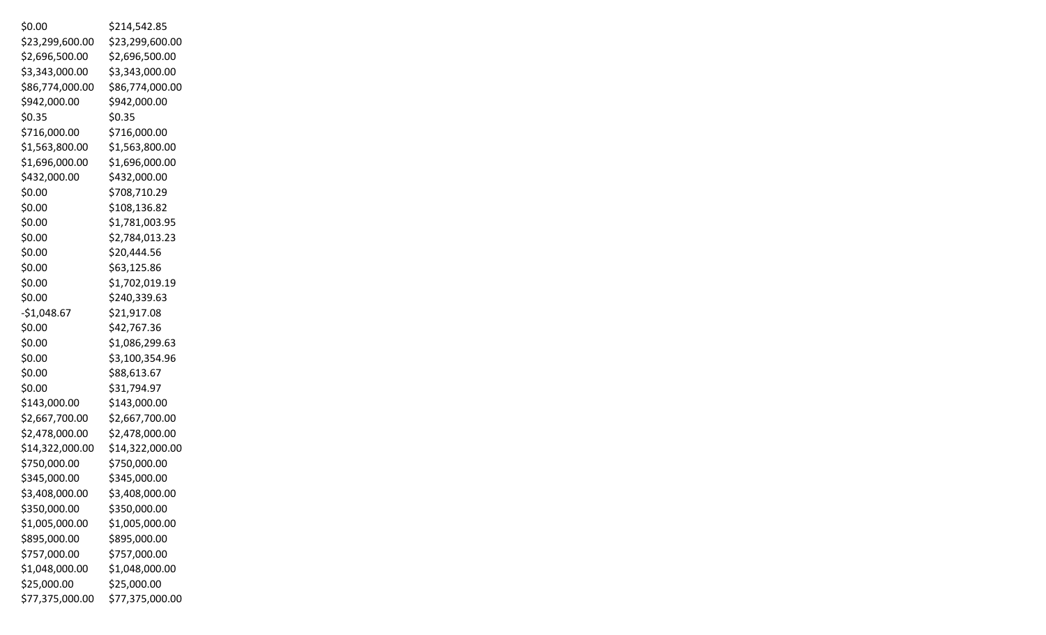| | |
|---|---|
| $0.00 | $214,542.85 |
| $23,299,600.00 | $23,299,600.00 |
| $2,696,500.00 | $2,696,500.00 |
| $3,343,000.00 | $3,343,000.00 |
| $86,774,000.00 | $86,774,000.00 |
| $942,000.00 | $942,000.00 |
| $0.35 | $0.35 |
| $716,000.00 | $716,000.00 |
| $1,563,800.00 | $1,563,800.00 |
| $1,696,000.00 | $1,696,000.00 |
| $432,000.00 | $432,000.00 |
| $0.00 | $708,710.29 |
| $0.00 | $108,136.82 |
| $0.00 | $1,781,003.95 |
| $0.00 | $2,784,013.23 |
| $0.00 | $20,444.56 |
| $0.00 | $63,125.86 |
| $0.00 | $1,702,019.19 |
| $0.00 | $240,339.63 |
| -$1,048.67 | $21,917.08 |
| $0.00 | $42,767.36 |
| $0.00 | $1,086,299.63 |
| $0.00 | $3,100,354.96 |
| $0.00 | $88,613.67 |
| $0.00 | $31,794.97 |
| $143,000.00 | $143,000.00 |
| $2,667,700.00 | $2,667,700.00 |
| $2,478,000.00 | $2,478,000.00 |
| $14,322,000.00 | $14,322,000.00 |
| $750,000.00 | $750,000.00 |
| $345,000.00 | $345,000.00 |
| $3,408,000.00 | $3,408,000.00 |
| $350,000.00 | $350,000.00 |
| $1,005,000.00 | $1,005,000.00 |
| $895,000.00 | $895,000.00 |
| $757,000.00 | $757,000.00 |
| $1,048,000.00 | $1,048,000.00 |
| $25,000.00 | $25,000.00 |
| $77,375,000.00 | $77,375,000.00 |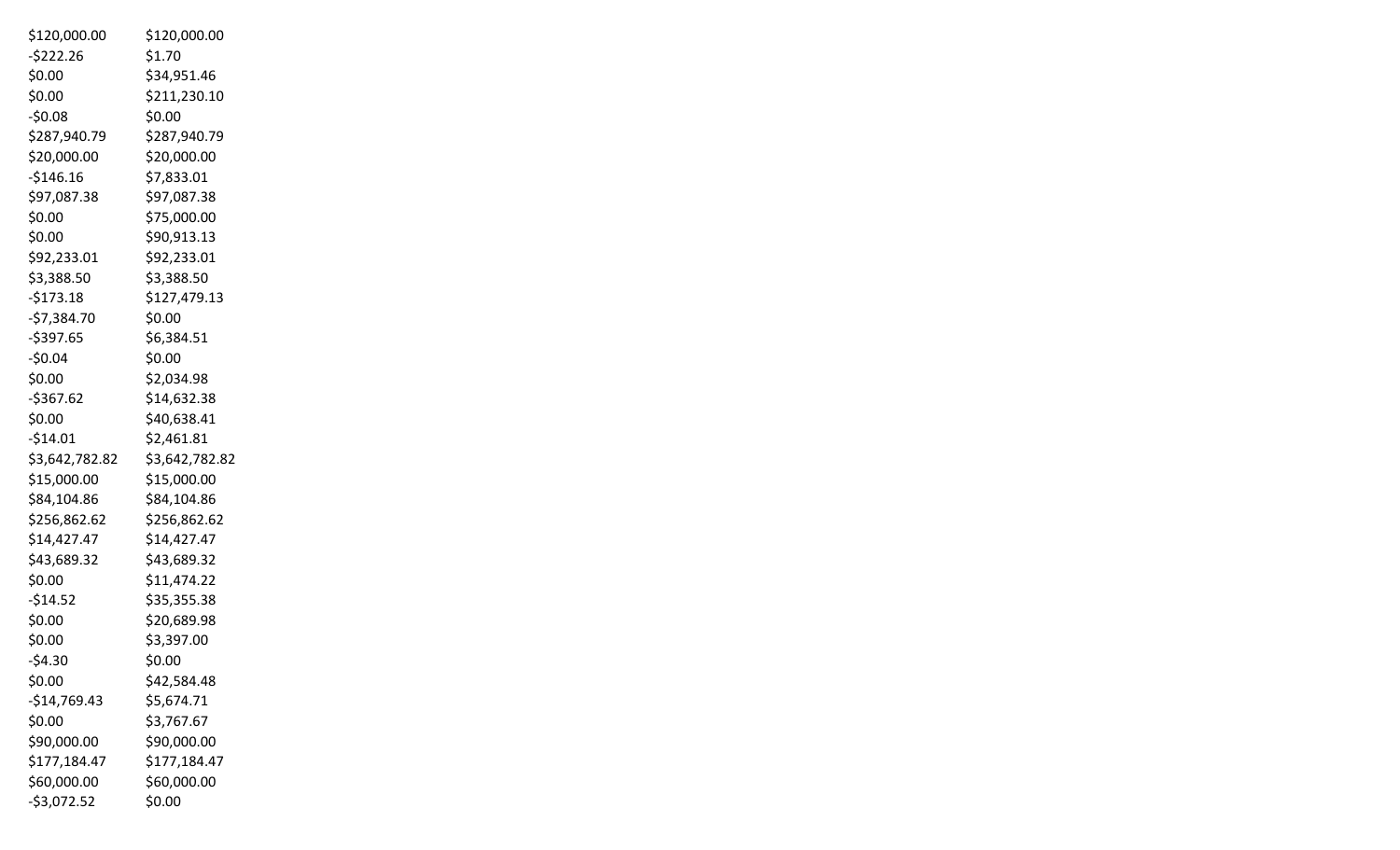| | |
|---|---|
| $120,000.00 | $120,000.00 |
| -$222.26 | $1.70 |
| $0.00 | $34,951.46 |
| $0.00 | $211,230.10 |
| -$0.08 | $0.00 |
| $287,940.79 | $287,940.79 |
| $20,000.00 | $20,000.00 |
| -$146.16 | $7,833.01 |
| $97,087.38 | $97,087.38 |
| $0.00 | $75,000.00 |
| $0.00 | $90,913.13 |
| $92,233.01 | $92,233.01 |
| $3,388.50 | $3,388.50 |
| -$173.18 | $127,479.13 |
| -$7,384.70 | $0.00 |
| -$397.65 | $6,384.51 |
| -$0.04 | $0.00 |
| $0.00 | $2,034.98 |
| -$367.62 | $14,632.38 |
| $0.00 | $40,638.41 |
| -$14.01 | $2,461.81 |
| $3,642,782.82 | $3,642,782.82 |
| $15,000.00 | $15,000.00 |
| $84,104.86 | $84,104.86 |
| $256,862.62 | $256,862.62 |
| $14,427.47 | $14,427.47 |
| $43,689.32 | $43,689.32 |
| $0.00 | $11,474.22 |
| -$14.52 | $35,355.38 |
| $0.00 | $20,689.98 |
| $0.00 | $3,397.00 |
| -$4.30 | $0.00 |
| $0.00 | $42,584.48 |
| -$14,769.43 | $5,674.71 |
| $0.00 | $3,767.67 |
| $90,000.00 | $90,000.00 |
| $177,184.47 | $177,184.47 |
| $60,000.00 | $60,000.00 |
| -$3,072.52 | $0.00 |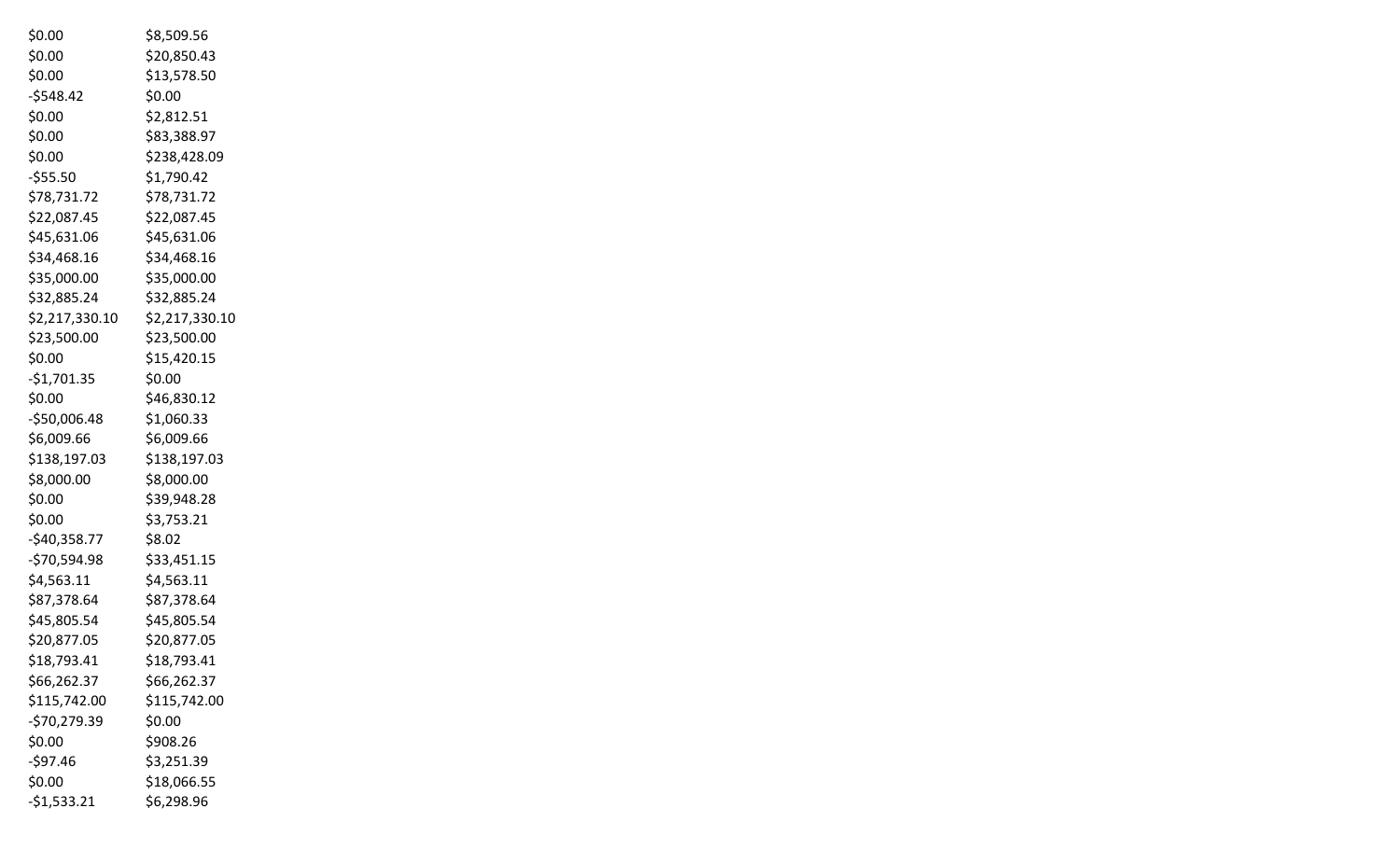| | |
|---|---|
| $0.00 | $8,509.56 |
| $0.00 | $20,850.43 |
| $0.00 | $13,578.50 |
| -$548.42 | $0.00 |
| $0.00 | $2,812.51 |
| $0.00 | $83,388.97 |
| $0.00 | $238,428.09 |
| -$55.50 | $1,790.42 |
| $78,731.72 | $78,731.72 |
| $22,087.45 | $22,087.45 |
| $45,631.06 | $45,631.06 |
| $34,468.16 | $34,468.16 |
| $35,000.00 | $35,000.00 |
| $32,885.24 | $32,885.24 |
| $2,217,330.10 | $2,217,330.10 |
| $23,500.00 | $23,500.00 |
| $0.00 | $15,420.15 |
| -$1,701.35 | $0.00 |
| $0.00 | $46,830.12 |
| -$50,006.48 | $1,060.33 |
| $6,009.66 | $6,009.66 |
| $138,197.03 | $138,197.03 |
| $8,000.00 | $8,000.00 |
| $0.00 | $39,948.28 |
| $0.00 | $3,753.21 |
| -$40,358.77 | $8.02 |
| -$70,594.98 | $33,451.15 |
| $4,563.11 | $4,563.11 |
| $87,378.64 | $87,378.64 |
| $45,805.54 | $45,805.54 |
| $20,877.05 | $20,877.05 |
| $18,793.41 | $18,793.41 |
| $66,262.37 | $66,262.37 |
| $115,742.00 | $115,742.00 |
| -$70,279.39 | $0.00 |
| $0.00 | $908.26 |
| -$97.46 | $3,251.39 |
| $0.00 | $18,066.55 |
| -$1,533.21 | $6,298.96 |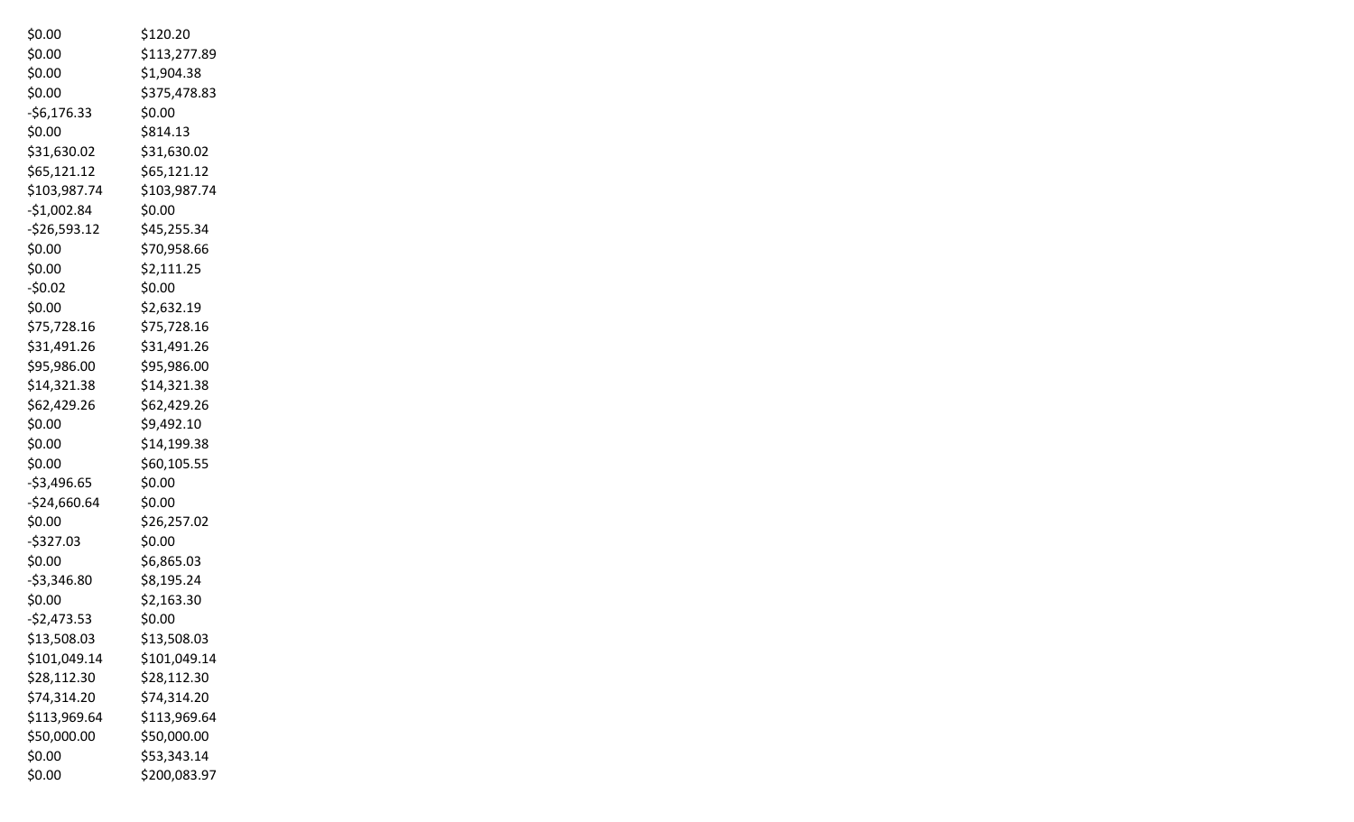| | |
|---|---|
| $0.00 | $120.20 |
| $0.00 | $113,277.89 |
| $0.00 | $1,904.38 |
| $0.00 | $375,478.83 |
| -$6,176.33 | $0.00 |
| $0.00 | $814.13 |
| $31,630.02 | $31,630.02 |
| $65,121.12 | $65,121.12 |
| $103,987.74 | $103,987.74 |
| -$1,002.84 | $0.00 |
| -$26,593.12 | $45,255.34 |
| $0.00 | $70,958.66 |
| $0.00 | $2,111.25 |
| -$0.02 | $0.00 |
| $0.00 | $2,632.19 |
| $75,728.16 | $75,728.16 |
| $31,491.26 | $31,491.26 |
| $95,986.00 | $95,986.00 |
| $14,321.38 | $14,321.38 |
| $62,429.26 | $62,429.26 |
| $0.00 | $9,492.10 |
| $0.00 | $14,199.38 |
| $0.00 | $60,105.55 |
| -$3,496.65 | $0.00 |
| -$24,660.64 | $0.00 |
| $0.00 | $26,257.02 |
| -$327.03 | $0.00 |
| $0.00 | $6,865.03 |
| -$3,346.80 | $8,195.24 |
| $0.00 | $2,163.30 |
| -$2,473.53 | $0.00 |
| $13,508.03 | $13,508.03 |
| $101,049.14 | $101,049.14 |
| $28,112.30 | $28,112.30 |
| $74,314.20 | $74,314.20 |
| $113,969.64 | $113,969.64 |
| $50,000.00 | $50,000.00 |
| $0.00 | $53,343.14 |
| $0.00 | $200,083.97 |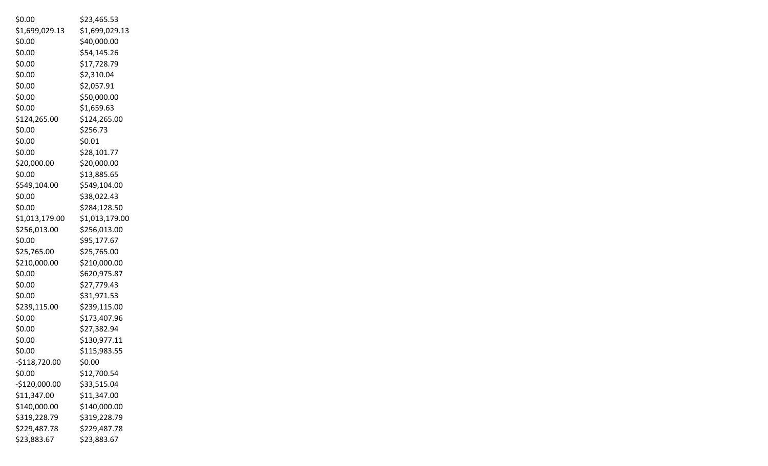| | |
|---|---|
| $0.00 | $23,465.53 |
| $1,699,029.13 | $1,699,029.13 |
| $0.00 | $40,000.00 |
| $0.00 | $54,145.26 |
| $0.00 | $17,728.79 |
| $0.00 | $2,310.04 |
| $0.00 | $2,057.91 |
| $0.00 | $50,000.00 |
| $0.00 | $1,659.63 |
| $124,265.00 | $124,265.00 |
| $0.00 | $256.73 |
| $0.00 | $0.01 |
| $0.00 | $28,101.77 |
| $20,000.00 | $20,000.00 |
| $0.00 | $13,885.65 |
| $549,104.00 | $549,104.00 |
| $0.00 | $38,022.43 |
| $0.00 | $284,128.50 |
| $1,013,179.00 | $1,013,179.00 |
| $256,013.00 | $256,013.00 |
| $0.00 | $95,177.67 |
| $25,765.00 | $25,765.00 |
| $210,000.00 | $210,000.00 |
| $0.00 | $620,975.87 |
| $0.00 | $27,779.43 |
| $0.00 | $31,971.53 |
| $239,115.00 | $239,115.00 |
| $0.00 | $173,407.96 |
| $0.00 | $27,382.94 |
| $0.00 | $130,977.11 |
| $0.00 | $115,983.55 |
| -$118,720.00 | $0.00 |
| $0.00 | $12,700.54 |
| -$120,000.00 | $33,515.04 |
| $11,347.00 | $11,347.00 |
| $140,000.00 | $140,000.00 |
| $319,228.79 | $319,228.79 |
| $229,487.78 | $229,487.78 |
| $23,883.67 | $23,883.67 |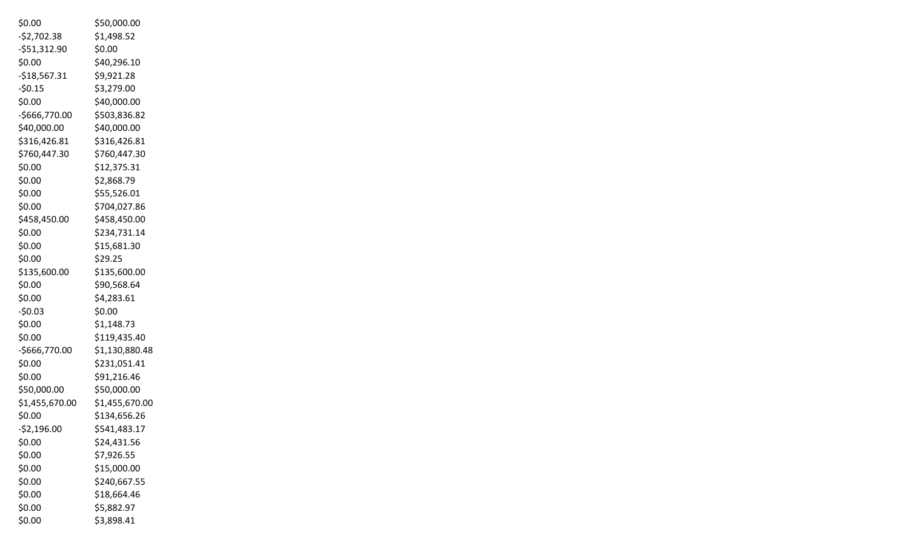| | |
|---|---|
| $0.00 | $50,000.00 |
| -$2,702.38 | $1,498.52 |
| -$51,312.90 | $0.00 |
| $0.00 | $40,296.10 |
| -$18,567.31 | $9,921.28 |
| -$0.15 | $3,279.00 |
| $0.00 | $40,000.00 |
| -$666,770.00 | $503,836.82 |
| $40,000.00 | $40,000.00 |
| $316,426.81 | $316,426.81 |
| $760,447.30 | $760,447.30 |
| $0.00 | $12,375.31 |
| $0.00 | $2,868.79 |
| $0.00 | $55,526.01 |
| $0.00 | $704,027.86 |
| $458,450.00 | $458,450.00 |
| $0.00 | $234,731.14 |
| $0.00 | $15,681.30 |
| $0.00 | $29.25 |
| $135,600.00 | $135,600.00 |
| $0.00 | $90,568.64 |
| $0.00 | $4,283.61 |
| -$0.03 | $0.00 |
| $0.00 | $1,148.73 |
| $0.00 | $119,435.40 |
| -$666,770.00 | $1,130,880.48 |
| $0.00 | $231,051.41 |
| $0.00 | $91,216.46 |
| $50,000.00 | $50,000.00 |
| $1,455,670.00 | $1,455,670.00 |
| $0.00 | $134,656.26 |
| -$2,196.00 | $541,483.17 |
| $0.00 | $24,431.56 |
| $0.00 | $7,926.55 |
| $0.00 | $15,000.00 |
| $0.00 | $240,667.55 |
| $0.00 | $18,664.46 |
| $0.00 | $5,882.97 |
| $0.00 | $3,898.41 |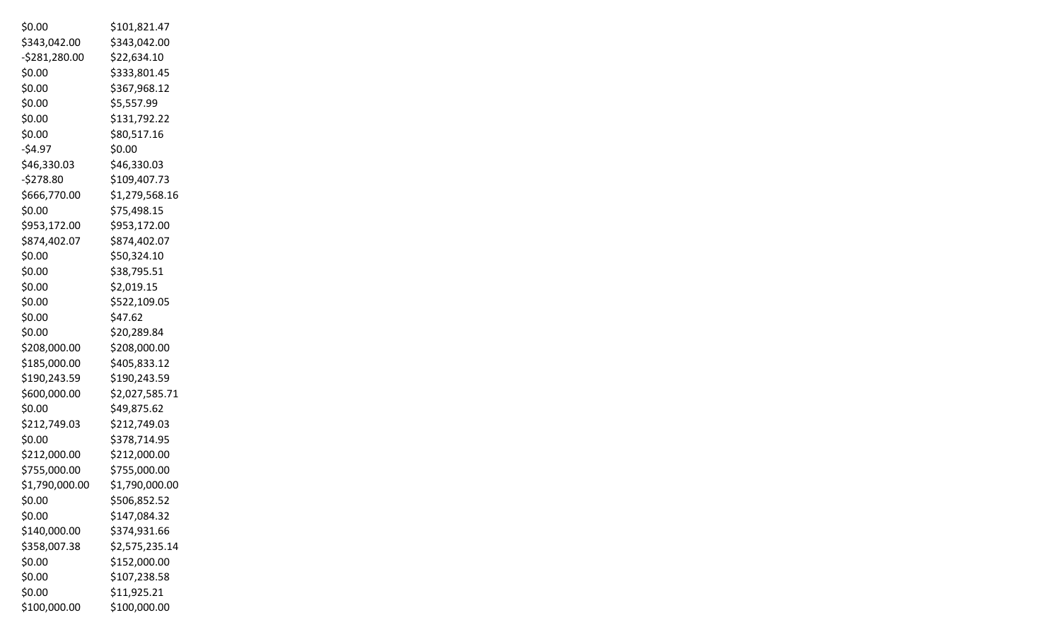| | |
|---|---|
| $0.00 | $101,821.47 |
| $343,042.00 | $343,042.00 |
| -$281,280.00 | $22,634.10 |
| $0.00 | $333,801.45 |
| $0.00 | $367,968.12 |
| $0.00 | $5,557.99 |
| $0.00 | $131,792.22 |
| $0.00 | $80,517.16 |
| -$4.97 | $0.00 |
| $46,330.03 | $46,330.03 |
| -$278.80 | $109,407.73 |
| $666,770.00 | $1,279,568.16 |
| $0.00 | $75,498.15 |
| $953,172.00 | $953,172.00 |
| $874,402.07 | $874,402.07 |
| $0.00 | $50,324.10 |
| $0.00 | $38,795.51 |
| $0.00 | $2,019.15 |
| $0.00 | $522,109.05 |
| $0.00 | $47.62 |
| $0.00 | $20,289.84 |
| $208,000.00 | $208,000.00 |
| $185,000.00 | $405,833.12 |
| $190,243.59 | $190,243.59 |
| $600,000.00 | $2,027,585.71 |
| $0.00 | $49,875.62 |
| $212,749.03 | $212,749.03 |
| $0.00 | $378,714.95 |
| $212,000.00 | $212,000.00 |
| $755,000.00 | $755,000.00 |
| $1,790,000.00 | $1,790,000.00 |
| $0.00 | $506,852.52 |
| $0.00 | $147,084.32 |
| $140,000.00 | $374,931.66 |
| $358,007.38 | $2,575,235.14 |
| $0.00 | $152,000.00 |
| $0.00 | $107,238.58 |
| $0.00 | $11,925.21 |
| $100,000.00 | $100,000.00 |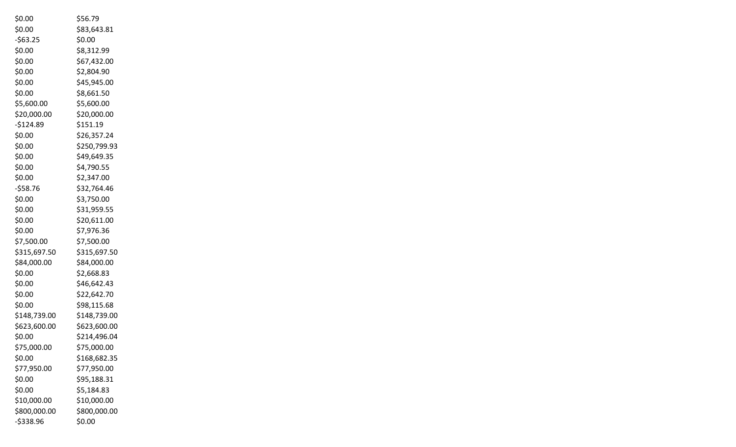| | |
|---|---|
| $0.00 | $56.79 |
| $0.00 | $83,643.81 |
| -$63.25 | $0.00 |
| $0.00 | $8,312.99 |
| $0.00 | $67,432.00 |
| $0.00 | $2,804.90 |
| $0.00 | $45,945.00 |
| $0.00 | $8,661.50 |
| $5,600.00 | $5,600.00 |
| $20,000.00 | $20,000.00 |
| -$124.89 | $151.19 |
| $0.00 | $26,357.24 |
| $0.00 | $250,799.93 |
| $0.00 | $49,649.35 |
| $0.00 | $4,790.55 |
| $0.00 | $2,347.00 |
| -$58.76 | $32,764.46 |
| $0.00 | $3,750.00 |
| $0.00 | $31,959.55 |
| $0.00 | $20,611.00 |
| $0.00 | $7,976.36 |
| $7,500.00 | $7,500.00 |
| $315,697.50 | $315,697.50 |
| $84,000.00 | $84,000.00 |
| $0.00 | $2,668.83 |
| $0.00 | $46,642.43 |
| $0.00 | $22,642.70 |
| $0.00 | $98,115.68 |
| $148,739.00 | $148,739.00 |
| $623,600.00 | $623,600.00 |
| $0.00 | $214,496.04 |
| $75,000.00 | $75,000.00 |
| $0.00 | $168,682.35 |
| $77,950.00 | $77,950.00 |
| $0.00 | $95,188.31 |
| $0.00 | $5,184.83 |
| $10,000.00 | $10,000.00 |
| $800,000.00 | $800,000.00 |
| -$338.96 | $0.00 |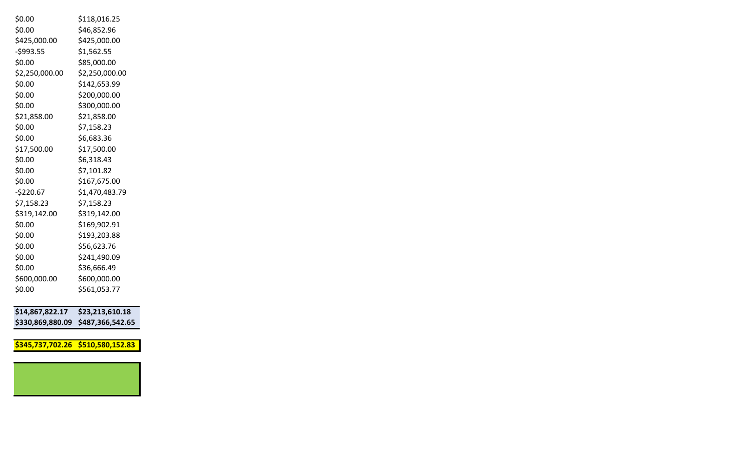| | |
|---|---|
| $0.00 | $118,016.25 |
| $0.00 | $46,852.96 |
| $425,000.00 | $425,000.00 |
| -$993.55 | $1,562.55 |
| $0.00 | $85,000.00 |
| $2,250,000.00 | $2,250,000.00 |
| $0.00 | $142,653.99 |
| $0.00 | $200,000.00 |
| $0.00 | $300,000.00 |
| $21,858.00 | $21,858.00 |
| $0.00 | $7,158.23 |
| $0.00 | $6,683.36 |
| $17,500.00 | $17,500.00 |
| $0.00 | $6,318.43 |
| $0.00 | $7,101.82 |
| $0.00 | $167,675.00 |
| -$220.67 | $1,470,483.79 |
| $7,158.23 | $7,158.23 |
| $319,142.00 | $319,142.00 |
| $0.00 | $169,902.91 |
| $0.00 | $193,203.88 |
| $0.00 | $56,623.76 |
| $0.00 | $241,490.09 |
| $0.00 | $36,666.49 |
| $600,000.00 | $600,000.00 |
| $0.00 | $561,053.77 |
| | |
| **$14,867,822.17** | **$23,213,610.18** |
| **$330,869,880.09** | **$487,366,542.65** |
| | |
| **$345,737,702.26** | **$510,580,152.83** |